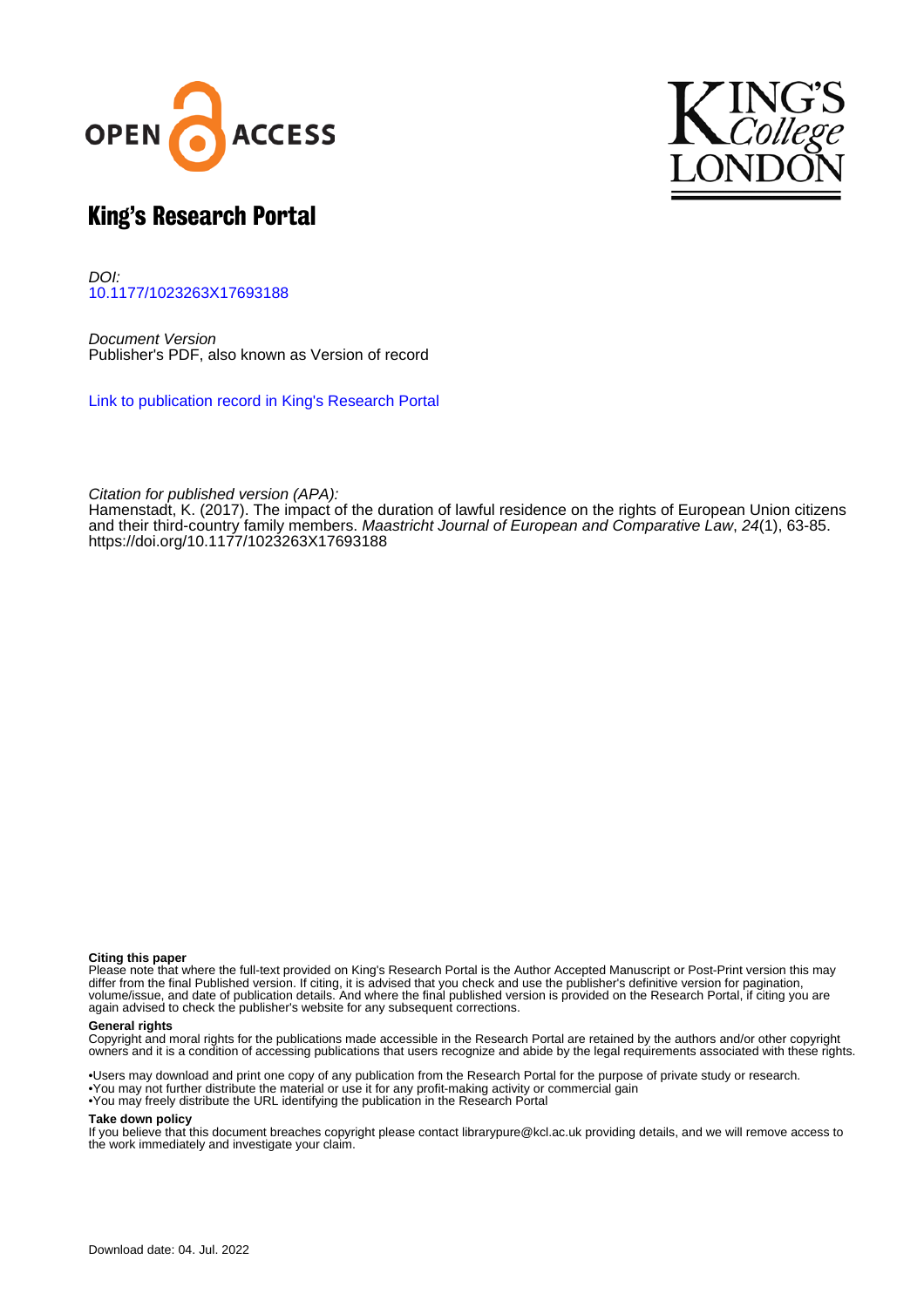# King's Research Portal

*DOI:*
[10.1177/1023263X17693188](https://doi.org/10.1177/1023263X17693188)

*Document Version*
Publisher's PDF, also known as Version of record

[Link to publication record in King's Research Portal](#)

*Citation for published version (APA):*
Hamenstadt, K. (2017). The impact of the duration of lawful residence on the rights of European Union citizens and their third-country family members. *Maastricht Journal of European and Comparative Law*, *24*(1), 63-85. https://doi.org/10.1177/1023263X17693188

**Citing this paper**
Please note that where the full-text provided on King's Research Portal is the Author Accepted Manuscript or Post-Print version this may differ from the final Published version. If citing, it is advised that you check and use the publisher's definitive version for pagination, volume/issue, and date of publication details. And where the final published version is provided on the Research Portal, if citing you are again advised to check the publisher's website for any subsequent corrections.

**General rights**
Copyright and moral rights for the publications made accessible in the Research Portal are retained by the authors and/or other copyright owners and it is a condition of accessing publications that users recognize and abide by the legal requirements associated with these rights.

- •Users may download and print one copy of any publication from the Research Portal for the purpose of private study or research.
- •You may not further distribute the material or use it for any profit-making activity or commercial gain
- •You may freely distribute the URL identifying the publication in the Research Portal

**Take down policy**
If you believe that this document breaches copyright please contact librarypure@kcl.ac.uk providing details, and we will remove access to the work immediately and investigate your claim.

Download date: 04. Jul. 2022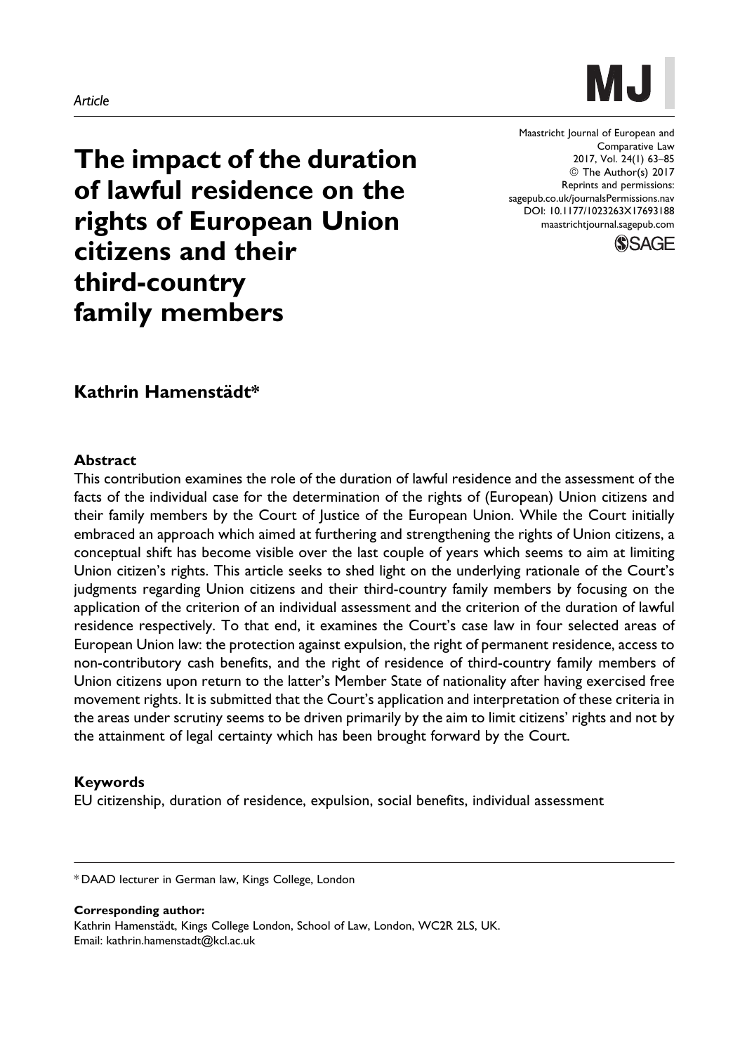*Article*

# The impact of the duration of lawful residence on the rights of European Union citizens and their third-country family members

**Kathrin Hamenstädt***

## Abstract

This contribution examines the role of the duration of lawful residence and the assessment of the facts of the individual case for the determination of the rights of (European) Union citizens and their family members by the Court of Justice of the European Union. While the Court initially embraced an approach which aimed at furthering and strengthening the rights of Union citizens, a conceptual shift has become visible over the last couple of years which seems to aim at limiting Union citizen's rights. This article seeks to shed light on the underlying rationale of the Court's judgments regarding Union citizens and their third-country family members by focusing on the application of the criterion of an individual assessment and the criterion of the duration of lawful residence respectively. To that end, it examines the Court's case law in four selected areas of European Union law: the protection against expulsion, the right of permanent residence, access to non-contributory cash benefits, and the right of residence of third-country family members of Union citizens upon return to the latter's Member State of nationality after having exercised free movement rights. It is submitted that the Court's application and interpretation of these criteria in the areas under scrutiny seems to be driven primarily by the aim to limit citizens' rights and not by the attainment of legal certainty which has been brought forward by the Court.

## Keywords

EU citizenship, duration of residence, expulsion, social benefits, individual assessment

---

* DAAD lecturer in German law, Kings College, London

**Corresponding author:**
Kathrin Hamenstädt, Kings College London, School of Law, London, WC2R 2LS, UK.
Email: kathrin.hamenstadt@kcl.ac.uk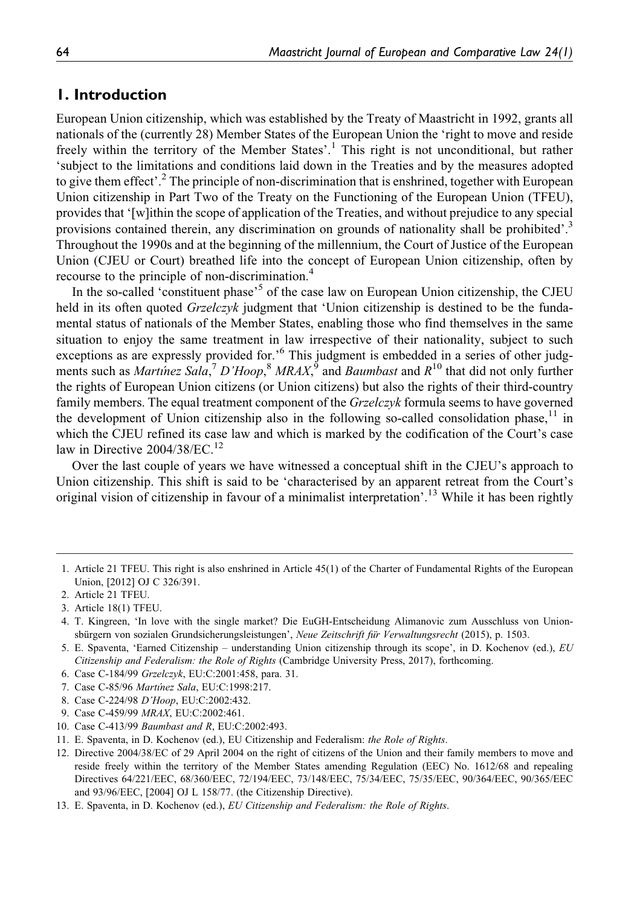## 1. Introduction

European Union citizenship, which was established by the Treaty of Maastricht in 1992, grants all nationals of the (currently 28) Member States of the European Union the 'right to move and reside freely within the territory of the Member States'.[1] This right is not unconditional, but rather 'subject to the limitations and conditions laid down in the Treaties and by the measures adopted to give them effect'.[2] The principle of non-discrimination that is enshrined, together with European Union citizenship in Part Two of the Treaty on the Functioning of the European Union (TFEU), provides that '[w]ithin the scope of application of the Treaties, and without prejudice to any special provisions contained therein, any discrimination on grounds of nationality shall be prohibited'.[3] Throughout the 1990s and at the beginning of the millennium, the Court of Justice of the European Union (CJEU or Court) breathed life into the concept of European Union citizenship, often by recourse to the principle of non-discrimination.[4]

In the so-called 'constituent phase'[5] of the case law on European Union citizenship, the CJEU held in its often quoted *Grzelczyk* judgment that 'Union citizenship is destined to be the fundamental status of nationals of the Member States, enabling those who find themselves in the same situation to enjoy the same treatment in law irrespective of their nationality, subject to such exceptions as are expressly provided for.'[6] This judgment is embedded in a series of other judgments such as *Martínez Sala*,[7] *D'Hoop*,[8] *MRAX*,[9] and *Baumbast* and *R*[10] that did not only further the rights of European Union citizens (or Union citizens) but also the rights of their third-country family members. The equal treatment component of the *Grzelczyk* formula seems to have governed the development of Union citizenship also in the following so-called consolidation phase,[11] in which the CJEU refined its case law and which is marked by the codification of the Court's case law in Directive 2004/38/EC.[12]

Over the last couple of years we have witnessed a conceptual shift in the CJEU's approach to Union citizenship. This shift is said to be 'characterised by an apparent retreat from the Court's original vision of citizenship in favour of a minimalist interpretation'.[13] While it has been rightly

---

1. Article 21 TFEU. This right is also enshrined in Article 45(1) of the Charter of Fundamental Rights of the European Union, [2012] OJ C 326/391.
2. Article 21 TFEU.
3. Article 18(1) TFEU.
4. T. Kingreen, 'In love with the single market? Die EuGH-Entscheidung Alimanovic zum Ausschluss von Unionsbürgern von sozialen Grundsicherungsleistungen', *Neue Zeitschrift für Verwaltungsrecht* (2015), p. 1503.
5. E. Spaventa, 'Earned Citizenship – understanding Union citizenship through its scope', in D. Kochenov (ed.), *EU Citizenship and Federalism: the Role of Rights* (Cambridge University Press, 2017), forthcoming.
6. Case C-184/99 *Grzelczyk*, EU:C:2001:458, para. 31.
7. Case C-85/96 *Martínez Sala*, EU:C:1998:217.
8. Case C-224/98 *D'Hoop*, EU:C:2002:432.
9. Case C-459/99 *MRAX*, EU:C:2002:461.
10. Case C-413/99 *Baumbast and R*, EU:C:2002:493.
11. E. Spaventa, in D. Kochenov (ed.), EU Citizenship and Federalism: *the Role of Rights*.
12. Directive 2004/38/EC of 29 April 2004 on the right of citizens of the Union and their family members to move and reside freely within the territory of the Member States amending Regulation (EEC) No. 1612/68 and repealing Directives 64/221/EEC, 68/360/EEC, 72/194/EEC, 73/148/EEC, 75/34/EEC, 75/35/EEC, 90/364/EEC, 90/365/EEC and 93/96/EEC, [2004] OJ L 158/77. (the Citizenship Directive).
13. E. Spaventa, in D. Kochenov (ed.), *EU Citizenship and Federalism: the Role of Rights*.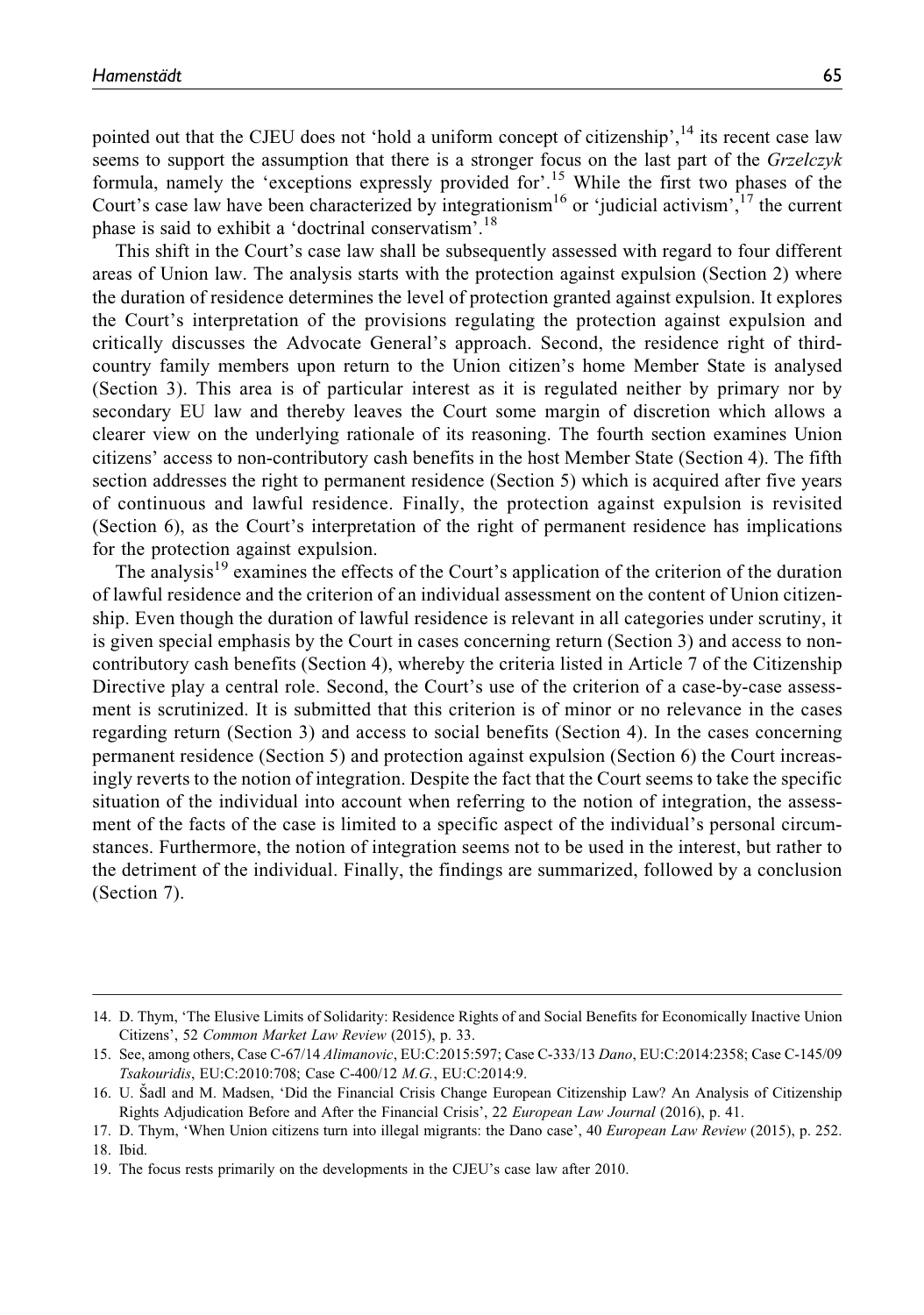pointed out that the CJEU does not 'hold a uniform concept of citizenship',[14] its recent case law seems to support the assumption that there is a stronger focus on the last part of the *Grzelczyk* formula, namely the 'exceptions expressly provided for'.[15] While the first two phases of the Court's case law have been characterized by integrationism[16] or 'judicial activism',[17] the current phase is said to exhibit a 'doctrinal conservatism'.[18]

This shift in the Court's case law shall be subsequently assessed with regard to four different areas of Union law. The analysis starts with the protection against expulsion (Section 2) where the duration of residence determines the level of protection granted against expulsion. It explores the Court's interpretation of the provisions regulating the protection against expulsion and critically discusses the Advocate General's approach. Second, the residence right of third-country family members upon return to the Union citizen's home Member State is analysed (Section 3). This area is of particular interest as it is regulated neither by primary nor by secondary EU law and thereby leaves the Court some margin of discretion which allows a clearer view on the underlying rationale of its reasoning. The fourth section examines Union citizens' access to non-contributory cash benefits in the host Member State (Section 4). The fifth section addresses the right to permanent residence (Section 5) which is acquired after five years of continuous and lawful residence. Finally, the protection against expulsion is revisited (Section 6), as the Court's interpretation of the right of permanent residence has implications for the protection against expulsion.

The analysis[19] examines the effects of the Court's application of the criterion of the duration of lawful residence and the criterion of an individual assessment on the content of Union citizenship. Even though the duration of lawful residence is relevant in all categories under scrutiny, it is given special emphasis by the Court in cases concerning return (Section 3) and access to non-contributory cash benefits (Section 4), whereby the criteria listed in Article 7 of the Citizenship Directive play a central role. Second, the Court's use of the criterion of a case-by-case assessment is scrutinized. It is submitted that this criterion is of minor or no relevance in the cases regarding return (Section 3) and access to social benefits (Section 4). In the cases concerning permanent residence (Section 5) and protection against expulsion (Section 6) the Court increasingly reverts to the notion of integration. Despite the fact that the Court seems to take the specific situation of the individual into account when referring to the notion of integration, the assessment of the facts of the case is limited to a specific aspect of the individual's personal circumstances. Furthermore, the notion of integration seems not to be used in the interest, but rather to the detriment of the individual. Finally, the findings are summarized, followed by a conclusion (Section 7).

---

14. D. Thym, 'The Elusive Limits of Solidarity: Residence Rights of and Social Benefits for Economically Inactive Union Citizens', 52 *Common Market Law Review* (2015), p. 33.
15. See, among others, Case C-67/14 *Alimanovic*, EU:C:2015:597; Case C-333/13 *Dano*, EU:C:2014:2358; Case C-145/09 *Tsakouridis*, EU:C:2010:708; Case C-400/12 *M.G.*, EU:C:2014:9.
16. U. Šadl and M. Madsen, 'Did the Financial Crisis Change European Citizenship Law? An Analysis of Citizenship Rights Adjudication Before and After the Financial Crisis', 22 *European Law Journal* (2016), p. 41.
17. D. Thym, 'When Union citizens turn into illegal migrants: the Dano case', 40 *European Law Review* (2015), p. 252.
18. Ibid.
19. The focus rests primarily on the developments in the CJEU's case law after 2010.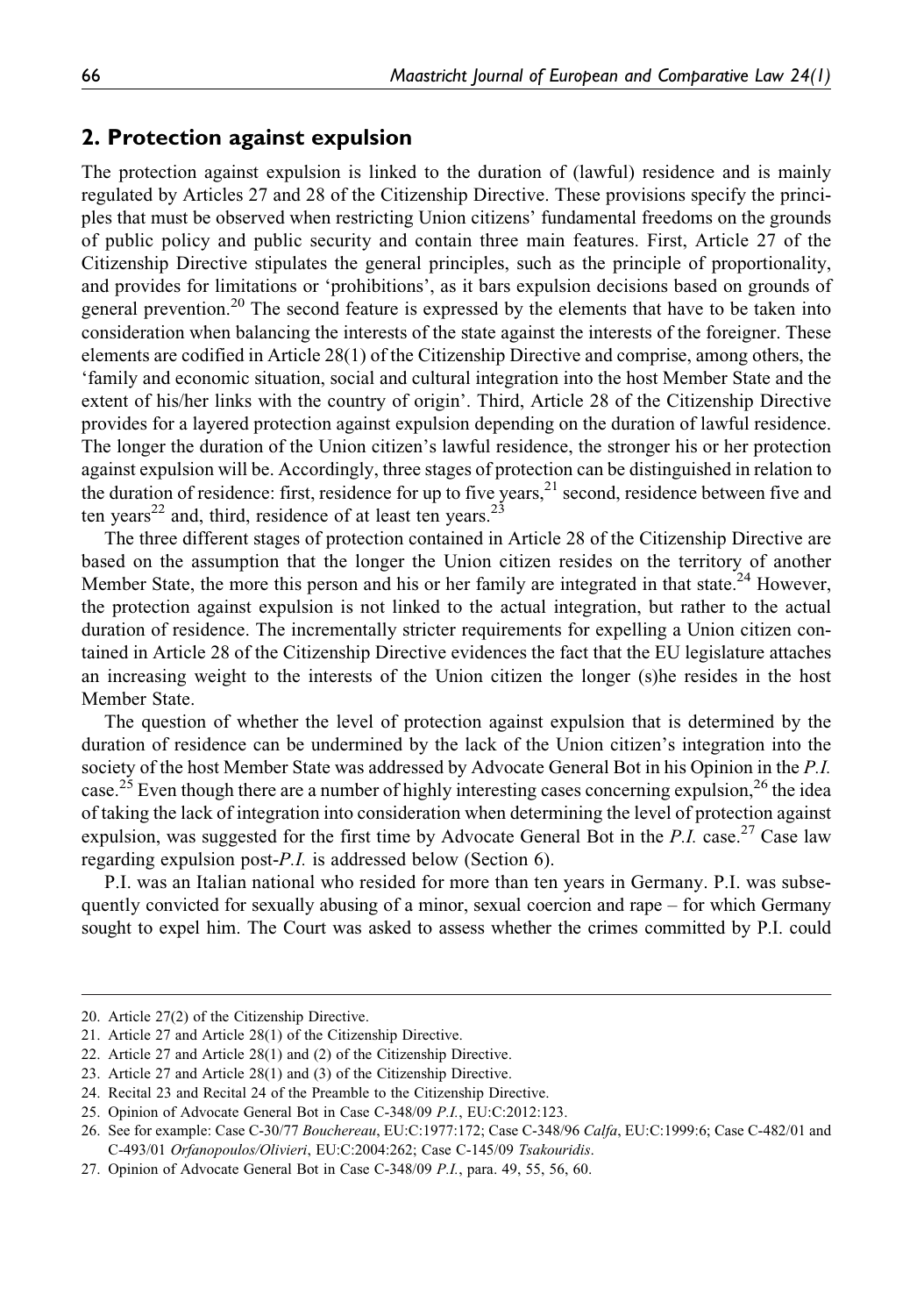## 2. Protection against expulsion

The protection against expulsion is linked to the duration of (lawful) residence and is mainly regulated by Articles 27 and 28 of the Citizenship Directive. These provisions specify the principles that must be observed when restricting Union citizens' fundamental freedoms on the grounds of public policy and public security and contain three main features. First, Article 27 of the Citizenship Directive stipulates the general principles, such as the principle of proportionality, and provides for limitations or 'prohibitions', as it bars expulsion decisions based on grounds of general prevention.[20] The second feature is expressed by the elements that have to be taken into consideration when balancing the interests of the state against the interests of the foreigner. These elements are codified in Article 28(1) of the Citizenship Directive and comprise, among others, the 'family and economic situation, social and cultural integration into the host Member State and the extent of his/her links with the country of origin'. Third, Article 28 of the Citizenship Directive provides for a layered protection against expulsion depending on the duration of lawful residence. The longer the duration of the Union citizen's lawful residence, the stronger his or her protection against expulsion will be. Accordingly, three stages of protection can be distinguished in relation to the duration of residence: first, residence for up to five years,[21] second, residence between five and ten years[22] and, third, residence of at least ten years.[23]

The three different stages of protection contained in Article 28 of the Citizenship Directive are based on the assumption that the longer the Union citizen resides on the territory of another Member State, the more this person and his or her family are integrated in that state.[24] However, the protection against expulsion is not linked to the actual integration, but rather to the actual duration of residence. The incrementally stricter requirements for expelling a Union citizen contained in Article 28 of the Citizenship Directive evidences the fact that the EU legislature attaches an increasing weight to the interests of the Union citizen the longer (s)he resides in the host Member State.

The question of whether the level of protection against expulsion that is determined by the duration of residence can be undermined by the lack of the Union citizen's integration into the society of the host Member State was addressed by Advocate General Bot in his Opinion in the *P.I.* case.[25] Even though there are a number of highly interesting cases concerning expulsion,[26] the idea of taking the lack of integration into consideration when determining the level of protection against expulsion, was suggested for the first time by Advocate General Bot in the *P.I.* case.[27] Case law regarding expulsion post-*P.I.* is addressed below (Section 6).

P.I. was an Italian national who resided for more than ten years in Germany. P.I. was subsequently convicted for sexually abusing of a minor, sexual coercion and rape – for which Germany sought to expel him. The Court was asked to assess whether the crimes committed by P.I. could

20. Article 27(2) of the Citizenship Directive.
21. Article 27 and Article 28(1) of the Citizenship Directive.
22. Article 27 and Article 28(1) and (2) of the Citizenship Directive.
23. Article 27 and Article 28(1) and (3) of the Citizenship Directive.
24. Recital 23 and Recital 24 of the Preamble to the Citizenship Directive.
25. Opinion of Advocate General Bot in Case C-348/09 *P.I.*, EU:C:2012:123.
26. See for example: Case C-30/77 *Bouchereau*, EU:C:1977:172; Case C-348/96 *Calfa*, EU:C:1999:6; Case C-482/01 and C-493/01 *Orfanopoulos/Olivieri*, EU:C:2004:262; Case C-145/09 *Tsakouridis*.
27. Opinion of Advocate General Bot in Case C-348/09 *P.I.*, para. 49, 55, 56, 60.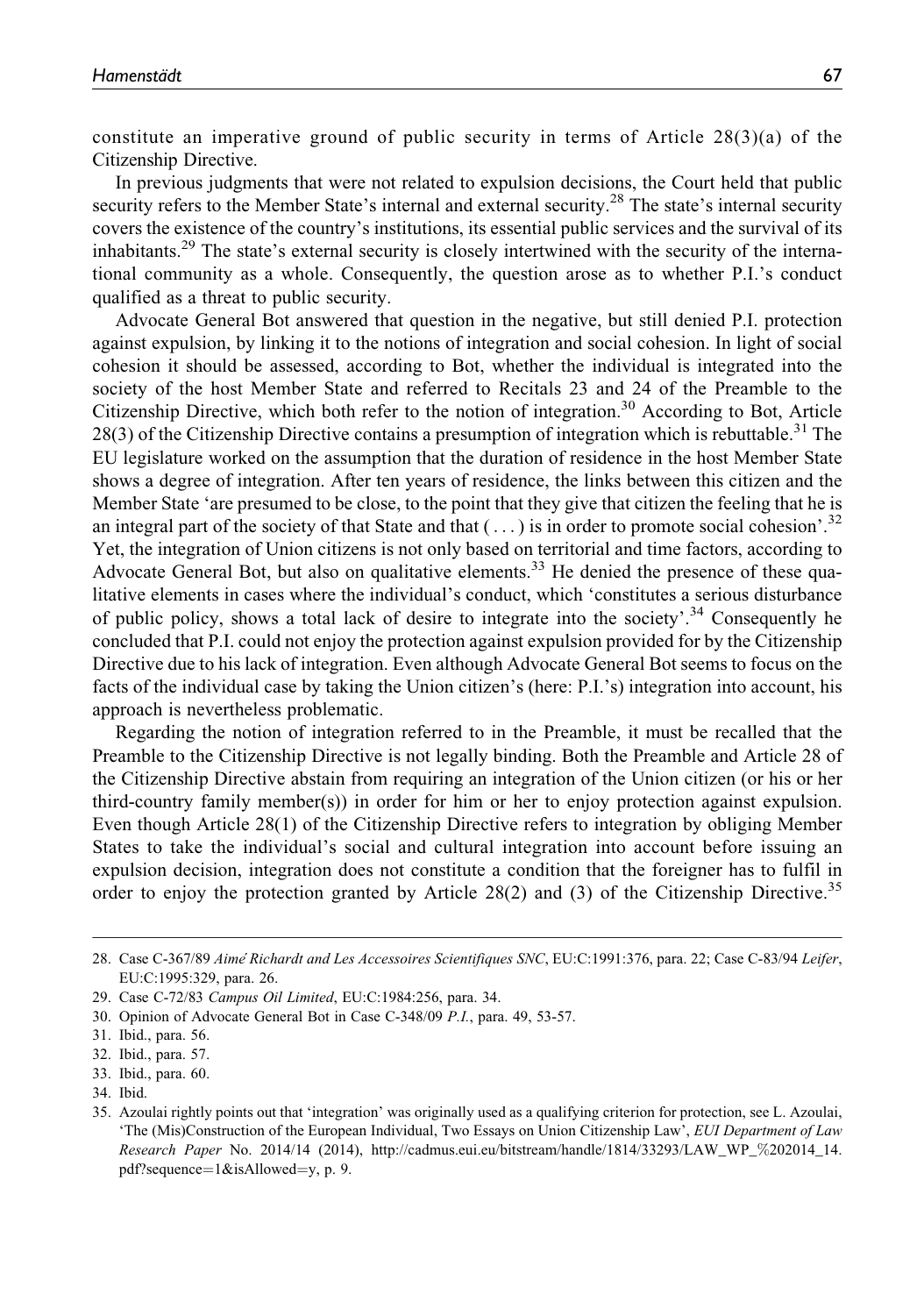constitute an imperative ground of public security in terms of Article 28(3)(a) of the Citizenship Directive.

In previous judgments that were not related to expulsion decisions, the Court held that public security refers to the Member State's internal and external security.[28] The state's internal security covers the existence of the country's institutions, its essential public services and the survival of its inhabitants.[29] The state's external security is closely intertwined with the security of the international community as a whole. Consequently, the question arose as to whether P.I.'s conduct qualified as a threat to public security.

Advocate General Bot answered that question in the negative, but still denied P.I. protection against expulsion, by linking it to the notions of integration and social cohesion. In light of social cohesion it should be assessed, according to Bot, whether the individual is integrated into the society of the host Member State and referred to Recitals 23 and 24 of the Preamble to the Citizenship Directive, which both refer to the notion of integration.[30] According to Bot, Article 28(3) of the Citizenship Directive contains a presumption of integration which is rebuttable.[31] The EU legislature worked on the assumption that the duration of residence in the host Member State shows a degree of integration. After ten years of residence, the links between this citizen and the Member State 'are presumed to be close, to the point that they give that citizen the feeling that he is an integral part of the society of that State and that ( . . . ) is in order to promote social cohesion'.[32] Yet, the integration of Union citizens is not only based on territorial and time factors, according to Advocate General Bot, but also on qualitative elements.[33] He denied the presence of these qualitative elements in cases where the individual's conduct, which 'constitutes a serious disturbance of public policy, shows a total lack of desire to integrate into the society'.[34] Consequently he concluded that P.I. could not enjoy the protection against expulsion provided for by the Citizenship Directive due to his lack of integration. Even although Advocate General Bot seems to focus on the facts of the individual case by taking the Union citizen's (here: P.I.'s) integration into account, his approach is nevertheless problematic.

Regarding the notion of integration referred to in the Preamble, it must be recalled that the Preamble to the Citizenship Directive is not legally binding. Both the Preamble and Article 28 of the Citizenship Directive abstain from requiring an integration of the Union citizen (or his or her third-country family member(s)) in order for him or her to enjoy protection against expulsion. Even though Article 28(1) of the Citizenship Directive refers to integration by obliging Member States to take the individual's social and cultural integration into account before issuing an expulsion decision, integration does not constitute a condition that the foreigner has to fulfil in order to enjoy the protection granted by Article 28(2) and (3) of the Citizenship Directive.[35]

---

28. Case C-367/89 *Aimé Richardt and Les Accessoires Scientifiques SNC*, EU:C:1991:376, para. 22; Case C-83/94 *Leifer*, EU:C:1995:329, para. 26.
29. Case C-72/83 *Campus Oil Limited*, EU:C:1984:256, para. 34.
30. Opinion of Advocate General Bot in Case C-348/09 *P.I.*, para. 49, 53-57.
31. Ibid., para. 56.
32. Ibid., para. 57.
33. Ibid., para. 60.
34. Ibid.
35. Azoulai rightly points out that 'integration' was originally used as a qualifying criterion for protection, see L. Azoulai, 'The (Mis)Construction of the European Individual, Two Essays on Union Citizenship Law', *EUI Department of Law Research Paper* No. 2014/14 (2014), http://cadmus.eui.eu/bitstream/handle/1814/33293/LAW_WP_%202014_14.pdf?sequence=1&isAllowed=y, p. 9.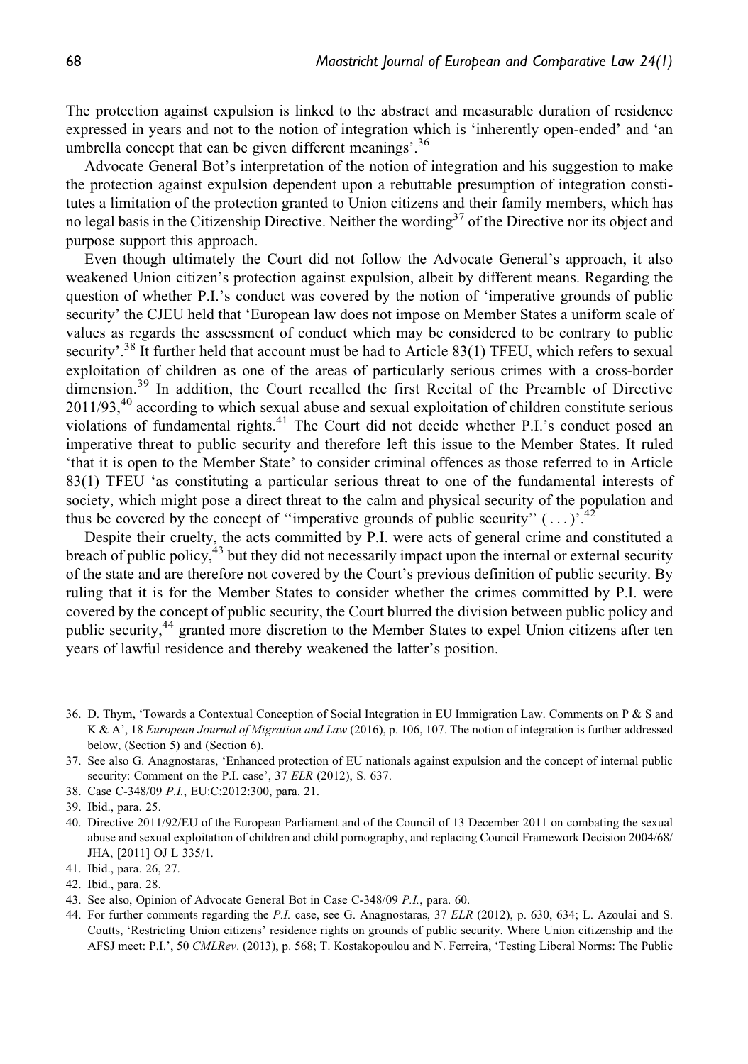The protection against expulsion is linked to the abstract and measurable duration of residence expressed in years and not to the notion of integration which is 'inherently open-ended' and 'an umbrella concept that can be given different meanings'.[36]

Advocate General Bot's interpretation of the notion of integration and his suggestion to make the protection against expulsion dependent upon a rebuttable presumption of integration constitutes a limitation of the protection granted to Union citizens and their family members, which has no legal basis in the Citizenship Directive. Neither the wording[37] of the Directive nor its object and purpose support this approach.

Even though ultimately the Court did not follow the Advocate General's approach, it also weakened Union citizen's protection against expulsion, albeit by different means. Regarding the question of whether P.I.'s conduct was covered by the notion of 'imperative grounds of public security' the CJEU held that 'European law does not impose on Member States a uniform scale of values as regards the assessment of conduct which may be considered to be contrary to public security'.[38] It further held that account must be had to Article 83(1) TFEU, which refers to sexual exploitation of children as one of the areas of particularly serious crimes with a cross-border dimension.[39] In addition, the Court recalled the first Recital of the Preamble of Directive 2011/93,[40] according to which sexual abuse and sexual exploitation of children constitute serious violations of fundamental rights.[41] The Court did not decide whether P.I.'s conduct posed an imperative threat to public security and therefore left this issue to the Member States. It ruled 'that it is open to the Member State' to consider criminal offences as those referred to in Article 83(1) TFEU 'as constituting a particular serious threat to one of the fundamental interests of society, which might pose a direct threat to the calm and physical security of the population and thus be covered by the concept of "imperative grounds of public security" (...)'.[42]

Despite their cruelty, the acts committed by P.I. were acts of general crime and constituted a breach of public policy,[43] but they did not necessarily impact upon the internal or external security of the state and are therefore not covered by the Court's previous definition of public security. By ruling that it is for the Member States to consider whether the crimes committed by P.I. were covered by the concept of public security, the Court blurred the division between public policy and public security,[44] granted more discretion to the Member States to expel Union citizens after ten years of lawful residence and thereby weakened the latter's position.

---

36. D. Thym, 'Towards a Contextual Conception of Social Integration in EU Immigration Law. Comments on P & S and K & A', 18 *European Journal of Migration and Law* (2016), p. 106, 107. The notion of integration is further addressed below, (Section 5) and (Section 6).
37. See also G. Anagnostaras, 'Enhanced protection of EU nationals against expulsion and the concept of internal public security: Comment on the P.I. case', 37 *ELR* (2012), S. 637.
38. Case C-348/09 *P.I.*, EU:C:2012:300, para. 21.
39. Ibid., para. 25.
40. Directive 2011/92/EU of the European Parliament and of the Council of 13 December 2011 on combating the sexual abuse and sexual exploitation of children and child pornography, and replacing Council Framework Decision 2004/68/JHA, [2011] OJ L 335/1.
41. Ibid., para. 26, 27.
42. Ibid., para. 28.
43. See also, Opinion of Advocate General Bot in Case C-348/09 *P.I.*, para. 60.
44. For further comments regarding the *P.I.* case, see G. Anagnostaras, 37 *ELR* (2012), p. 630, 634; L. Azoulai and S. Coutts, 'Restricting Union citizens' residence rights on grounds of public security. Where Union citizenship and the AFSJ meet: P.I.', 50 *CMLRev*. (2013), p. 568; T. Kostakopoulou and N. Ferreira, 'Testing Liberal Norms: The Public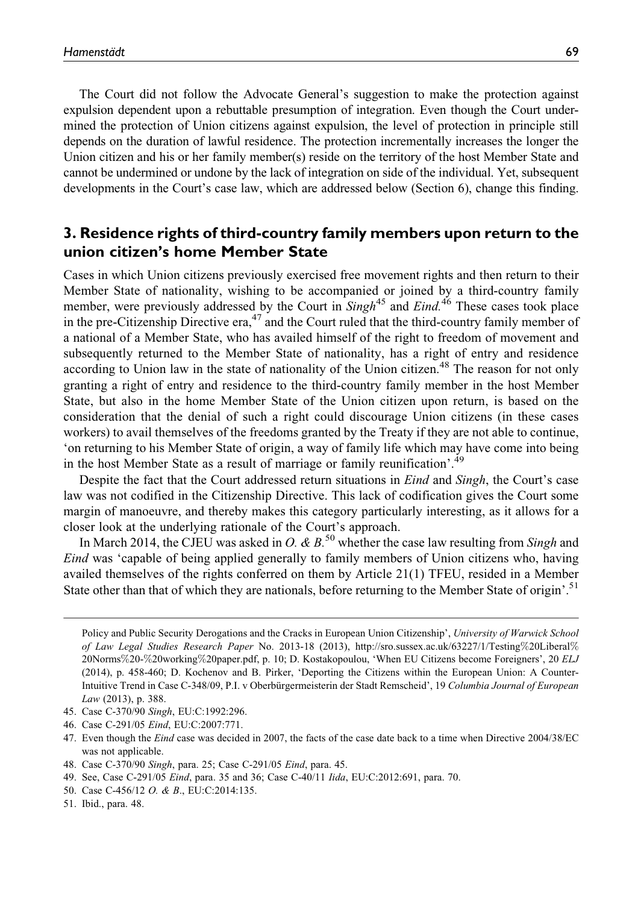The Court did not follow the Advocate General's suggestion to make the protection against expulsion dependent upon a rebuttable presumption of integration. Even though the Court undermined the protection of Union citizens against expulsion, the level of protection in principle still depends on the duration of lawful residence. The protection incrementally increases the longer the Union citizen and his or her family member(s) reside on the territory of the host Member State and cannot be undermined or undone by the lack of integration on side of the individual. Yet, subsequent developments in the Court's case law, which are addressed below (Section 6), change this finding.

## 3. Residence rights of third-country family members upon return to the union citizen's home Member State

Cases in which Union citizens previously exercised free movement rights and then return to their Member State of nationality, wishing to be accompanied or joined by a third-country family member, were previously addressed by the Court in *Singh*[45] and *Eind*.[46] These cases took place in the pre-Citizenship Directive era,[47] and the Court ruled that the third-country family member of a national of a Member State, who has availed himself of the right to freedom of movement and subsequently returned to the Member State of nationality, has a right of entry and residence according to Union law in the state of nationality of the Union citizen.[48] The reason for not only granting a right of entry and residence to the third-country family member in the host Member State, but also in the home Member State of the Union citizen upon return, is based on the consideration that the denial of such a right could discourage Union citizens (in these cases workers) to avail themselves of the freedoms granted by the Treaty if they are not able to continue, 'on returning to his Member State of origin, a way of family life which may have come into being in the host Member State as a result of marriage or family reunification'.[49]

Despite the fact that the Court addressed return situations in *Eind* and *Singh*, the Court's case law was not codified in the Citizenship Directive. This lack of codification gives the Court some margin of manoeuvre, and thereby makes this category particularly interesting, as it allows for a closer look at the underlying rationale of the Court's approach.

In March 2014, the CJEU was asked in *O. & B.*[50] whether the case law resulting from *Singh* and *Eind* was 'capable of being applied generally to family members of Union citizens who, having availed themselves of the rights conferred on them by Article 21(1) TFEU, resided in a Member State other than that of which they are nationals, before returning to the Member State of origin'.[51]

---

Policy and Public Security Derogations and the Cracks in European Union Citizenship', *University of Warwick School of Law Legal Studies Research Paper* No. 2013-18 (2013), http://sro.sussex.ac.uk/63227/1/Testing%20Liberal%20Norms%20-%20working%20paper.pdf, p. 10; D. Kostakopoulou, 'When EU Citizens become Foreigners', 20 *ELJ* (2014), p. 458-460; D. Kochenov and B. Pirker, 'Deporting the Citizens within the European Union: A Counter-Intuitive Trend in Case C-348/09, P.I. v Oberbürgermeisterin der Stadt Remscheid', 19 *Columbia Journal of European Law* (2013), p. 388.

45. Case C-370/90 *Singh*, EU:C:1992:296.
46. Case C-291/05 *Eind*, EU:C:2007:771.
47. Even though the *Eind* case was decided in 2007, the facts of the case date back to a time when Directive 2004/38/EC was not applicable.
48. Case C-370/90 *Singh*, para. 25; Case C-291/05 *Eind*, para. 45.
49. See, Case C-291/05 *Eind*, para. 35 and 36; Case C-40/11 *Iida*, EU:C:2012:691, para. 70.
50. Case C-456/12 *O. & B.*, EU:C:2014:135.
51. Ibid., para. 48.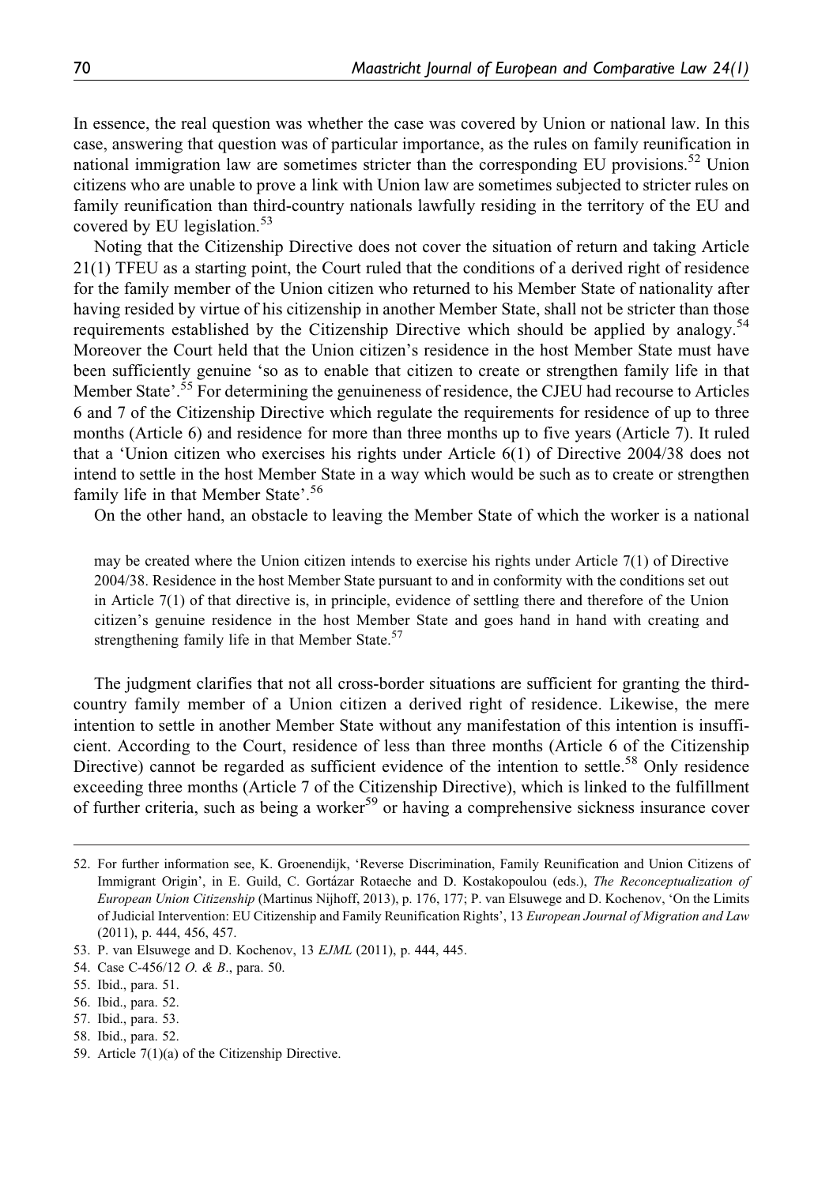In essence, the real question was whether the case was covered by Union or national law. In this case, answering that question was of particular importance, as the rules on family reunification in national immigration law are sometimes stricter than the corresponding EU provisions.[52] Union citizens who are unable to prove a link with Union law are sometimes subjected to stricter rules on family reunification than third-country nationals lawfully residing in the territory of the EU and covered by EU legislation.[53]

Noting that the Citizenship Directive does not cover the situation of return and taking Article 21(1) TFEU as a starting point, the Court ruled that the conditions of a derived right of residence for the family member of the Union citizen who returned to his Member State of nationality after having resided by virtue of his citizenship in another Member State, shall not be stricter than those requirements established by the Citizenship Directive which should be applied by analogy.[54] Moreover the Court held that the Union citizen's residence in the host Member State must have been sufficiently genuine 'so as to enable that citizen to create or strengthen family life in that Member State'.[55] For determining the genuineness of residence, the CJEU had recourse to Articles 6 and 7 of the Citizenship Directive which regulate the requirements for residence of up to three months (Article 6) and residence for more than three months up to five years (Article 7). It ruled that a 'Union citizen who exercises his rights under Article 6(1) of Directive 2004/38 does not intend to settle in the host Member State in a way which would be such as to create or strengthen family life in that Member State'.[56]

On the other hand, an obstacle to leaving the Member State of which the worker is a national

> may be created where the Union citizen intends to exercise his rights under Article 7(1) of Directive 2004/38. Residence in the host Member State pursuant to and in conformity with the conditions set out in Article 7(1) of that directive is, in principle, evidence of settling there and therefore of the Union citizen's genuine residence in the host Member State and goes hand in hand with creating and strengthening family life in that Member State.[57]

The judgment clarifies that not all cross-border situations are sufficient for granting the third-country family member of a Union citizen a derived right of residence. Likewise, the mere intention to settle in another Member State without any manifestation of this intention is insufficient. According to the Court, residence of less than three months (Article 6 of the Citizenship Directive) cannot be regarded as sufficient evidence of the intention to settle.[58] Only residence exceeding three months (Article 7 of the Citizenship Directive), which is linked to the fulfillment of further criteria, such as being a worker[59] or having a comprehensive sickness insurance cover

---

52. For further information see, K. Groenendijk, 'Reverse Discrimination, Family Reunification and Union Citizens of Immigrant Origin', in E. Guild, C. Gortázar Rotaeche and D. Kostakopoulou (eds.), *The Reconceptualization of European Union Citizenship* (Martinus Nijhoff, 2013), p. 176, 177; P. van Elsuwege and D. Kochenov, 'On the Limits of Judicial Intervention: EU Citizenship and Family Reunification Rights', 13 *European Journal of Migration and Law* (2011), p. 444, 456, 457.
53. P. van Elsuwege and D. Kochenov, 13 *EJML* (2011), p. 444, 445.
54. Case C-456/12 *O. & B.*, para. 50.
55. Ibid., para. 51.
56. Ibid., para. 52.
57. Ibid., para. 53.
58. Ibid., para. 52.
59. Article 7(1)(a) of the Citizenship Directive.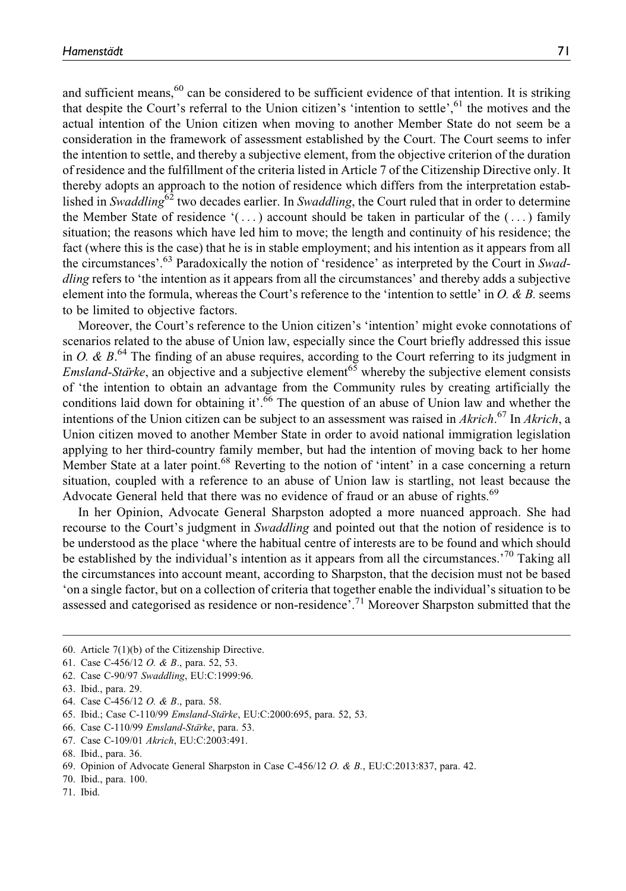and sufficient means,[60] can be considered to be sufficient evidence of that intention. It is striking that despite the Court's referral to the Union citizen's 'intention to settle',[61] the motives and the actual intention of the Union citizen when moving to another Member State do not seem be a consideration in the framework of assessment established by the Court. The Court seems to infer the intention to settle, and thereby a subjective element, from the objective criterion of the duration of residence and the fulfillment of the criteria listed in Article 7 of the Citizenship Directive only. It thereby adopts an approach to the notion of residence which differs from the interpretation established in *Swaddling*[62] two decades earlier. In *Swaddling*, the Court ruled that in order to determine the Member State of residence '(...) account should be taken in particular of the (...) family situation; the reasons which have led him to move; the length and continuity of his residence; the fact (where this is the case) that he is in stable employment; and his intention as it appears from all the circumstances'.[63] Paradoxically the notion of 'residence' as interpreted by the Court in *Swaddling* refers to 'the intention as it appears from all the circumstances' and thereby adds a subjective element into the formula, whereas the Court's reference to the 'intention to settle' in *O. & B.* seems to be limited to objective factors.

Moreover, the Court's reference to the Union citizen's 'intention' might evoke connotations of scenarios related to the abuse of Union law, especially since the Court briefly addressed this issue in *O. & B*.[64] The finding of an abuse requires, according to the Court referring to its judgment in *Emsland-Stärke*, an objective and a subjective element[65] whereby the subjective element consists of 'the intention to obtain an advantage from the Community rules by creating artificially the conditions laid down for obtaining it'.[66] The question of an abuse of Union law and whether the intentions of the Union citizen can be subject to an assessment was raised in *Akrich*.[67] In *Akrich*, a Union citizen moved to another Member State in order to avoid national immigration legislation applying to her third-country family member, but had the intention of moving back to her home Member State at a later point.[68] Reverting to the notion of 'intent' in a case concerning a return situation, coupled with a reference to an abuse of Union law is startling, not least because the Advocate General held that there was no evidence of fraud or an abuse of rights.[69]

In her Opinion, Advocate General Sharpston adopted a more nuanced approach. She had recourse to the Court's judgment in *Swaddling* and pointed out that the notion of residence is to be understood as the place 'where the habitual centre of interests are to be found and which should be established by the individual's intention as it appears from all the circumstances.'[70] Taking all the circumstances into account meant, according to Sharpston, that the decision must not be based 'on a single factor, but on a collection of criteria that together enable the individual's situation to be assessed and categorised as residence or non-residence'.[71] Moreover Sharpston submitted that the

---

60. Article 7(1)(b) of the Citizenship Directive.
61. Case C-456/12 *O. & B.*, para. 52, 53.
62. Case C-90/97 *Swaddling*, EU:C:1999:96.
63. Ibid., para. 29.
64. Case C-456/12 *O. & B.*, para. 58.
65. Ibid.; Case C-110/99 *Emsland-Stärke*, EU:C:2000:695, para. 52, 53.
66. Case C-110/99 *Emsland-Stärke*, para. 53.
67. Case C-109/01 *Akrich*, EU:C:2003:491.
68. Ibid., para. 36.
69. Opinion of Advocate General Sharpston in Case C-456/12 *O. & B.*, EU:C:2013:837, para. 42.
70. Ibid., para. 100.
71. Ibid.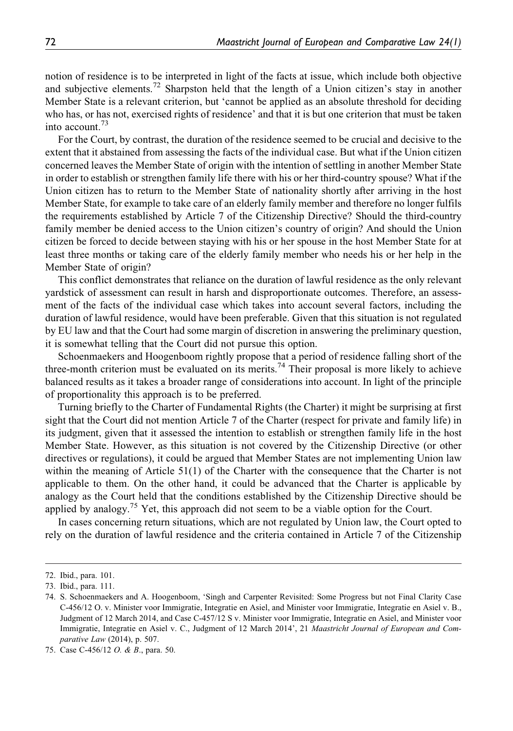notion of residence is to be interpreted in light of the facts at issue, which include both objective and subjective elements.[72] Sharpston held that the length of a Union citizen's stay in another Member State is a relevant criterion, but 'cannot be applied as an absolute threshold for deciding who has, or has not, exercised rights of residence' and that it is but one criterion that must be taken into account.[73]

For the Court, by contrast, the duration of the residence seemed to be crucial and decisive to the extent that it abstained from assessing the facts of the individual case. But what if the Union citizen concerned leaves the Member State of origin with the intention of settling in another Member State in order to establish or strengthen family life there with his or her third-country spouse? What if the Union citizen has to return to the Member State of nationality shortly after arriving in the host Member State, for example to take care of an elderly family member and therefore no longer fulfils the requirements established by Article 7 of the Citizenship Directive? Should the third-country family member be denied access to the Union citizen's country of origin? And should the Union citizen be forced to decide between staying with his or her spouse in the host Member State for at least three months or taking care of the elderly family member who needs his or her help in the Member State of origin?

This conflict demonstrates that reliance on the duration of lawful residence as the only relevant yardstick of assessment can result in harsh and disproportionate outcomes. Therefore, an assessment of the facts of the individual case which takes into account several factors, including the duration of lawful residence, would have been preferable. Given that this situation is not regulated by EU law and that the Court had some margin of discretion in answering the preliminary question, it is somewhat telling that the Court did not pursue this option.

Schoenmaekers and Hoogenboom rightly propose that a period of residence falling short of the three-month criterion must be evaluated on its merits.[74] Their proposal is more likely to achieve balanced results as it takes a broader range of considerations into account. In light of the principle of proportionality this approach is to be preferred.

Turning briefly to the Charter of Fundamental Rights (the Charter) it might be surprising at first sight that the Court did not mention Article 7 of the Charter (respect for private and family life) in its judgment, given that it assessed the intention to establish or strengthen family life in the host Member State. However, as this situation is not covered by the Citizenship Directive (or other directives or regulations), it could be argued that Member States are not implementing Union law within the meaning of Article 51(1) of the Charter with the consequence that the Charter is not applicable to them. On the other hand, it could be advanced that the Charter is applicable by analogy as the Court held that the conditions established by the Citizenship Directive should be applied by analogy.[75] Yet, this approach did not seem to be a viable option for the Court.

In cases concerning return situations, which are not regulated by Union law, the Court opted to rely on the duration of lawful residence and the criteria contained in Article 7 of the Citizenship

72. Ibid., para. 101.

73. Ibid., para. 111.

74. S. Schoenmaekers and A. Hoogenboom, 'Singh and Carpenter Revisited: Some Progress but not Final Clarity Case C-456/12 O. v. Minister voor Immigratie, Integratie en Asiel, and Minister voor Immigratie, Integratie en Asiel v. B., Judgment of 12 March 2014, and Case C-457/12 S v. Minister voor Immigratie, Integratie en Asiel, and Minister voor Immigratie, Integratie en Asiel v. C., Judgment of 12 March 2014', 21 *Maastricht Journal of European and Comparative Law* (2014), p. 507.

75. Case C-456/12 *O. & B.*, para. 50.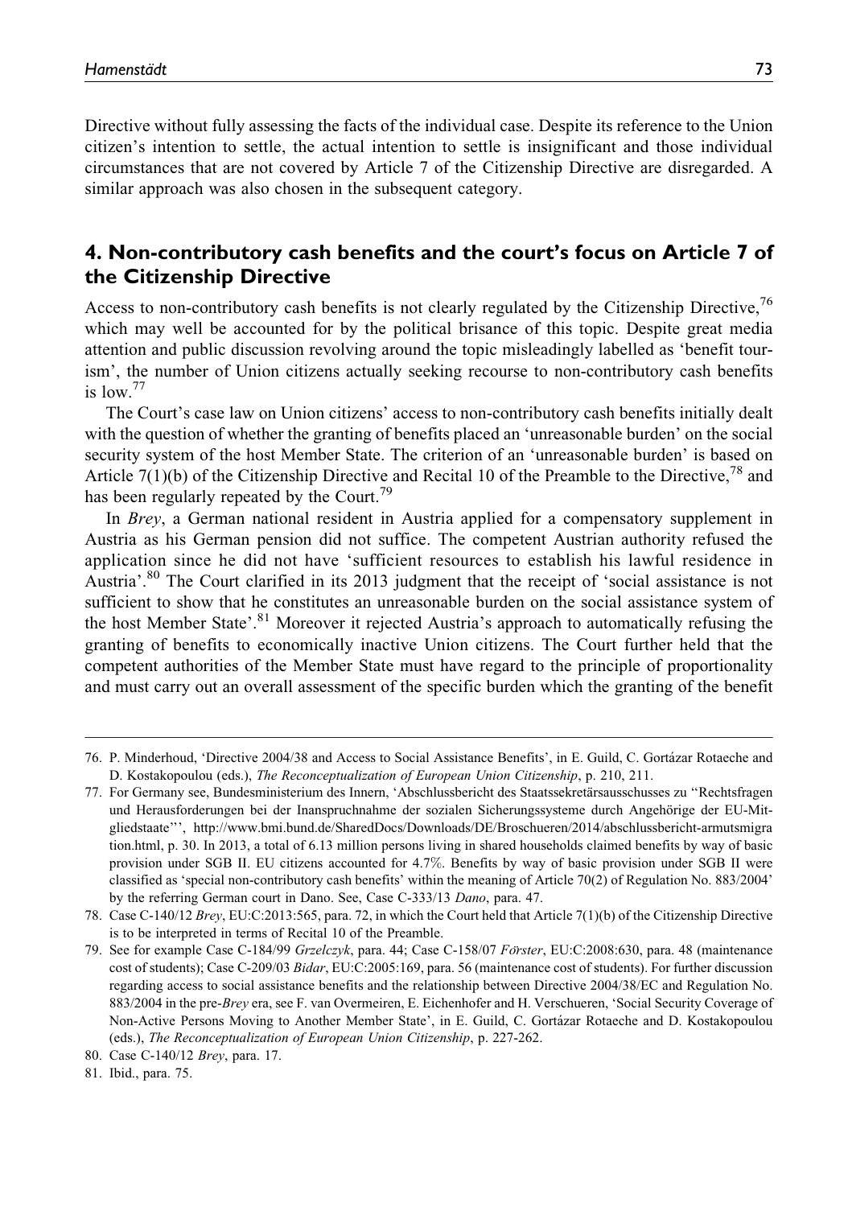Directive without fully assessing the facts of the individual case. Despite its reference to the Union citizen's intention to settle, the actual intention to settle is insignificant and those individual circumstances that are not covered by Article 7 of the Citizenship Directive are disregarded. A similar approach was also chosen in the subsequent category.

## 4. Non-contributory cash benefits and the court's focus on Article 7 of the Citizenship Directive

Access to non-contributory cash benefits is not clearly regulated by the Citizenship Directive,[76] which may well be accounted for by the political brisance of this topic. Despite great media attention and public discussion revolving around the topic misleadingly labelled as 'benefit tourism', the number of Union citizens actually seeking recourse to non-contributory cash benefits is low.[77]

The Court's case law on Union citizens' access to non-contributory cash benefits initially dealt with the question of whether the granting of benefits placed an 'unreasonable burden' on the social security system of the host Member State. The criterion of an 'unreasonable burden' is based on Article 7(1)(b) of the Citizenship Directive and Recital 10 of the Preamble to the Directive,[78] and has been regularly repeated by the Court.[79]

In *Brey*, a German national resident in Austria applied for a compensatory supplement in Austria as his German pension did not suffice. The competent Austrian authority refused the application since he did not have 'sufficient resources to establish his lawful residence in Austria'.[80] The Court clarified in its 2013 judgment that the receipt of 'social assistance is not sufficient to show that he constitutes an unreasonable burden on the social assistance system of the host Member State'.[81] Moreover it rejected Austria's approach to automatically refusing the granting of benefits to economically inactive Union citizens. The Court further held that the competent authorities of the Member State must have regard to the principle of proportionality and must carry out an overall assessment of the specific burden which the granting of the benefit

---

76. P. Minderhoud, 'Directive 2004/38 and Access to Social Assistance Benefits', in E. Guild, C. Gortázar Rotaeche and D. Kostakopoulou (eds.), *The Reconceptualization of European Union Citizenship*, p. 210, 211.

77. For Germany see, Bundesministerium des Innern, 'Abschlussbericht des Staatssekretärsausschusses zu "Rechtsfragen und Herausforderungen bei der Inanspruchnahme der sozialen Sicherungssysteme durch Angehörige der EU-Mitgliedstaate"', http://www.bmi.bund.de/SharedDocs/Downloads/DE/Broschueren/2014/abschlussbericht-armutsmigration.html, p. 30. In 2013, a total of 6.13 million persons living in shared households claimed benefits by way of basic provision under SGB II. EU citizens accounted for 4.7%. Benefits by way of basic provision under SGB II were classified as 'special non-contributory cash benefits' within the meaning of Article 70(2) of Regulation No. 883/2004' by the referring German court in Dano. See, Case C-333/13 *Dano*, para. 47.

78. Case C-140/12 *Brey*, EU:C:2013:565, para. 72, in which the Court held that Article 7(1)(b) of the Citizenship Directive is to be interpreted in terms of Recital 10 of the Preamble.

79. See for example Case C-184/99 *Grzelczyk*, para. 44; Case C-158/07 *Förster*, EU:C:2008:630, para. 48 (maintenance cost of students); Case C-209/03 *Bidar*, EU:C:2005:169, para. 56 (maintenance cost of students). For further discussion regarding access to social assistance benefits and the relationship between Directive 2004/38/EC and Regulation No. 883/2004 in the pre-*Brey* era, see F. van Overmeiren, E. Eichenhofer and H. Verschueren, 'Social Security Coverage of Non-Active Persons Moving to Another Member State', in E. Guild, C. Gortázar Rotaeche and D. Kostakopoulou (eds.), *The Reconceptualization of European Union Citizenship*, p. 227-262.

80. Case C-140/12 *Brey*, para. 17.

81. Ibid., para. 75.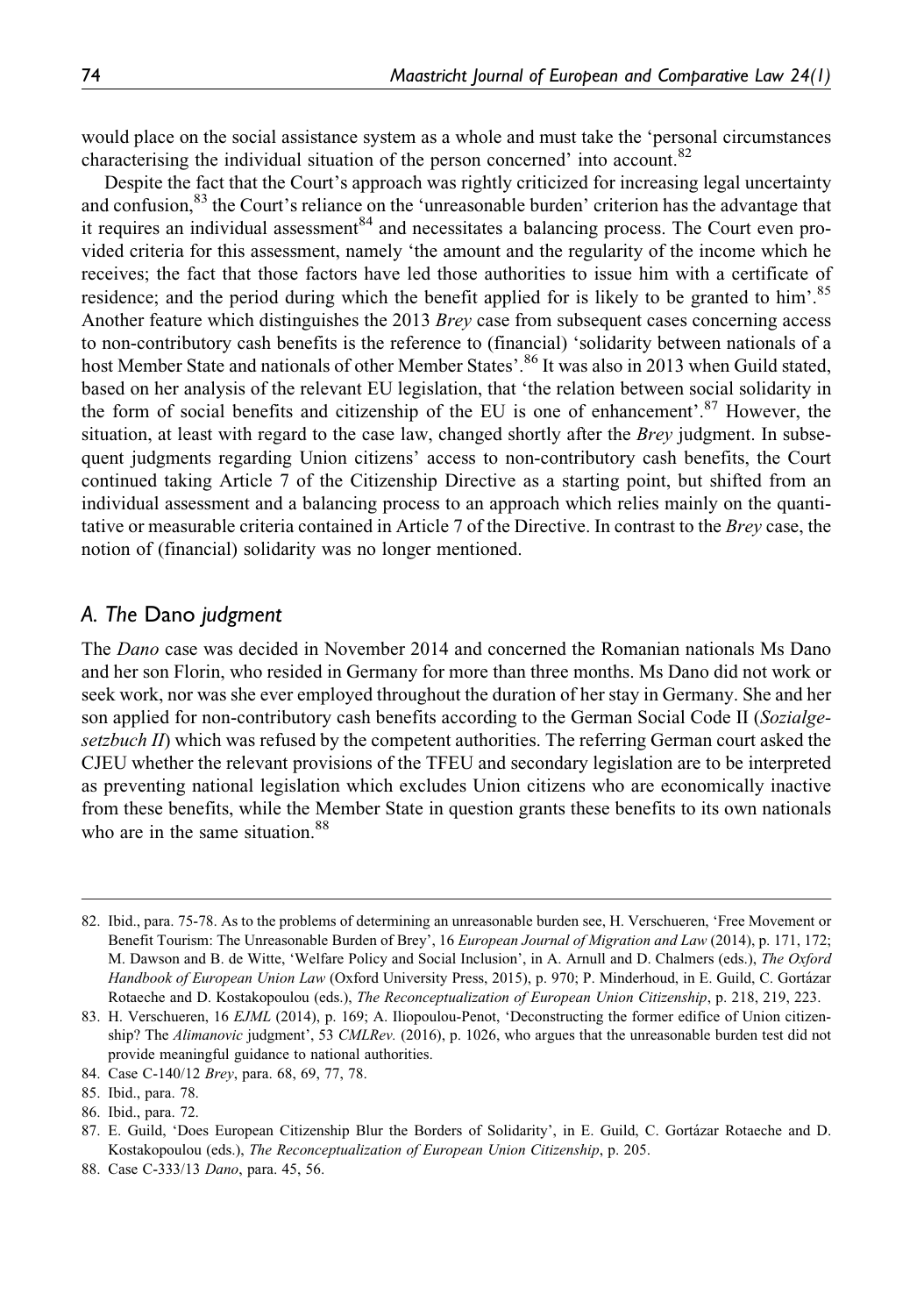would place on the social assistance system as a whole and must take the 'personal circumstances characterising the individual situation of the person concerned' into account.[82]

Despite the fact that the Court's approach was rightly criticized for increasing legal uncertainty and confusion,[83] the Court's reliance on the 'unreasonable burden' criterion has the advantage that it requires an individual assessment[84] and necessitates a balancing process. The Court even provided criteria for this assessment, namely 'the amount and the regularity of the income which he receives; the fact that those factors have led those authorities to issue him with a certificate of residence; and the period during which the benefit applied for is likely to be granted to him'.[85] Another feature which distinguishes the 2013 *Brey* case from subsequent cases concerning access to non-contributory cash benefits is the reference to (financial) 'solidarity between nationals of a host Member State and nationals of other Member States'.[86] It was also in 2013 when Guild stated, based on her analysis of the relevant EU legislation, that 'the relation between social solidarity in the form of social benefits and citizenship of the EU is one of enhancement'.[87] However, the situation, at least with regard to the case law, changed shortly after the *Brey* judgment. In subsequent judgments regarding Union citizens' access to non-contributory cash benefits, the Court continued taking Article 7 of the Citizenship Directive as a starting point, but shifted from an individual assessment and a balancing process to an approach which relies mainly on the quantitative or measurable criteria contained in Article 7 of the Directive. In contrast to the *Brey* case, the notion of (financial) solidarity was no longer mentioned.

## A. The *Dano* judgment

The *Dano* case was decided in November 2014 and concerned the Romanian nationals Ms Dano and her son Florin, who resided in Germany for more than three months. Ms Dano did not work or seek work, nor was she ever employed throughout the duration of her stay in Germany. She and her son applied for non-contributory cash benefits according to the German Social Code II (*Sozialgesetzbuch II*) which was refused by the competent authorities. The referring German court asked the CJEU whether the relevant provisions of the TFEU and secondary legislation are to be interpreted as preventing national legislation which excludes Union citizens who are economically inactive from these benefits, while the Member State in question grants these benefits to its own nationals who are in the same situation.[88]

---

82. Ibid., para. 75-78. As to the problems of determining an unreasonable burden see, H. Verschueren, 'Free Movement or Benefit Tourism: The Unreasonable Burden of Brey', 16 *European Journal of Migration and Law* (2014), p. 171, 172; M. Dawson and B. de Witte, 'Welfare Policy and Social Inclusion', in A. Arnull and D. Chalmers (eds.), *The Oxford Handbook of European Union Law* (Oxford University Press, 2015), p. 970; P. Minderhoud, in E. Guild, C. Gortázar Rotaeche and D. Kostakopoulou (eds.), *The Reconceptualization of European Union Citizenship*, p. 218, 219, 223.

83. H. Verschueren, 16 *EJML* (2014), p. 169; A. Iliopoulou-Penot, 'Deconstructing the former edifice of Union citizenship? The *Alimanovic* judgment', 53 *CMLRev.* (2016), p. 1026, who argues that the unreasonable burden test did not provide meaningful guidance to national authorities.

84. Case C-140/12 *Brey*, para. 68, 69, 77, 78.

85. Ibid., para. 78.

86. Ibid., para. 72.

87. E. Guild, 'Does European Citizenship Blur the Borders of Solidarity', in E. Guild, C. Gortázar Rotaeche and D. Kostakopoulou (eds.), *The Reconceptualization of European Union Citizenship*, p. 205.

88. Case C-333/13 *Dano*, para. 45, 56.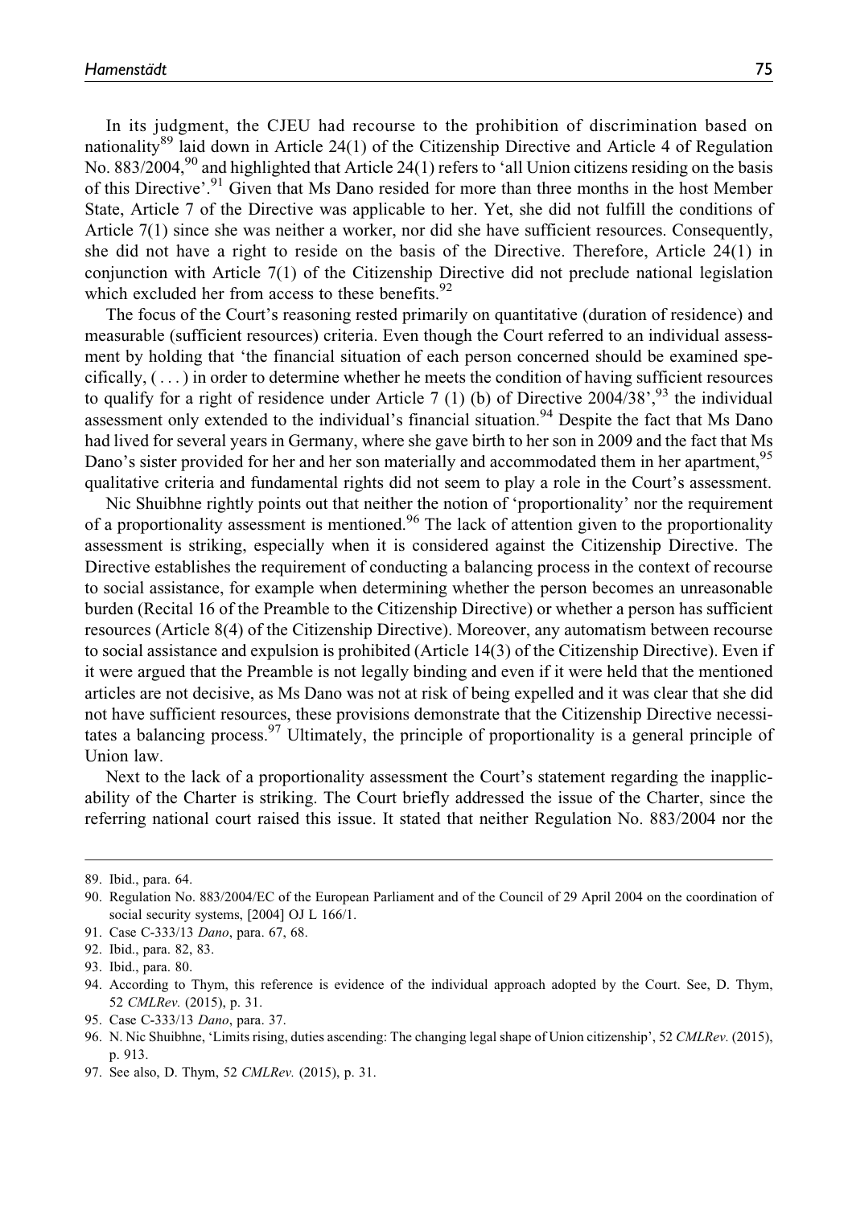In its judgment, the CJEU had recourse to the prohibition of discrimination based on nationality[89] laid down in Article 24(1) of the Citizenship Directive and Article 4 of Regulation No. 883/2004,[90] and highlighted that Article 24(1) refers to 'all Union citizens residing on the basis of this Directive'.[91] Given that Ms Dano resided for more than three months in the host Member State, Article 7 of the Directive was applicable to her. Yet, she did not fulfill the conditions of Article 7(1) since she was neither a worker, nor did she have sufficient resources. Consequently, she did not have a right to reside on the basis of the Directive. Therefore, Article 24(1) in conjunction with Article 7(1) of the Citizenship Directive did not preclude national legislation which excluded her from access to these benefits.[92]

The focus of the Court's reasoning rested primarily on quantitative (duration of residence) and measurable (sufficient resources) criteria. Even though the Court referred to an individual assessment by holding that 'the financial situation of each person concerned should be examined specifically, ( . . . ) in order to determine whether he meets the condition of having sufficient resources to qualify for a right of residence under Article 7 (1) (b) of Directive 2004/38',[93] the individual assessment only extended to the individual's financial situation.[94] Despite the fact that Ms Dano had lived for several years in Germany, where she gave birth to her son in 2009 and the fact that Ms Dano's sister provided for her and her son materially and accommodated them in her apartment,[95] qualitative criteria and fundamental rights did not seem to play a role in the Court's assessment.

Nic Shuibhne rightly points out that neither the notion of 'proportionality' nor the requirement of a proportionality assessment is mentioned.[96] The lack of attention given to the proportionality assessment is striking, especially when it is considered against the Citizenship Directive. The Directive establishes the requirement of conducting a balancing process in the context of recourse to social assistance, for example when determining whether the person becomes an unreasonable burden (Recital 16 of the Preamble to the Citizenship Directive) or whether a person has sufficient resources (Article 8(4) of the Citizenship Directive). Moreover, any automatism between recourse to social assistance and expulsion is prohibited (Article 14(3) of the Citizenship Directive). Even if it were argued that the Preamble is not legally binding and even if it were held that the mentioned articles are not decisive, as Ms Dano was not at risk of being expelled and it was clear that she did not have sufficient resources, these provisions demonstrate that the Citizenship Directive necessitates a balancing process.[97] Ultimately, the principle of proportionality is a general principle of Union law.

Next to the lack of a proportionality assessment the Court's statement regarding the inapplicability of the Charter is striking. The Court briefly addressed the issue of the Charter, since the referring national court raised this issue. It stated that neither Regulation No. 883/2004 nor the

89. Ibid., para. 64.

90. Regulation No. 883/2004/EC of the European Parliament and of the Council of 29 April 2004 on the coordination of social security systems, [2004] OJ L 166/1.

91. Case C-333/13 *Dano*, para. 67, 68.

92. Ibid., para. 82, 83.

93. Ibid., para. 80.

94. According to Thym, this reference is evidence of the individual approach adopted by the Court. See, D. Thym, 52 *CMLRev.* (2015), p. 31.

95. Case C-333/13 *Dano*, para. 37.

96. N. Nic Shuibhne, 'Limits rising, duties ascending: The changing legal shape of Union citizenship', 52 *CMLRev.* (2015), p. 913.

97. See also, D. Thym, 52 *CMLRev.* (2015), p. 31.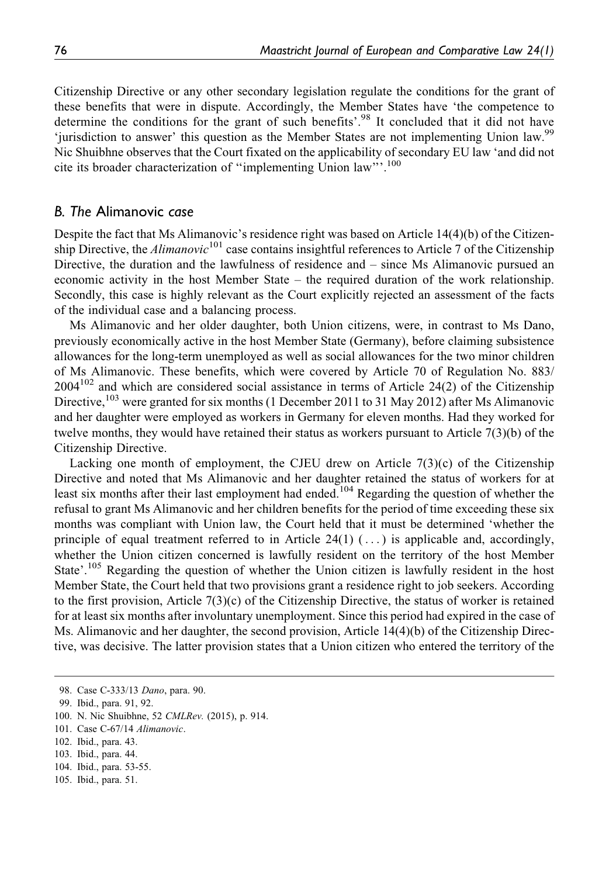Citizenship Directive or any other secondary legislation regulate the conditions for the grant of these benefits that were in dispute. Accordingly, the Member States have 'the competence to determine the conditions for the grant of such benefits'.[98] It concluded that it did not have 'jurisdiction to answer' this question as the Member States are not implementing Union law.[99] Nic Shuibhne observes that the Court fixated on the applicability of secondary EU law 'and did not cite its broader characterization of "implementing Union law"'.[100]

## B. The *Alimanovic* case

Despite the fact that Ms Alimanovic's residence right was based on Article 14(4)(b) of the Citizenship Directive, the *Alimanovic*[101] case contains insightful references to Article 7 of the Citizenship Directive, the duration and the lawfulness of residence and – since Ms Alimanovic pursued an economic activity in the host Member State – the required duration of the work relationship. Secondly, this case is highly relevant as the Court explicitly rejected an assessment of the facts of the individual case and a balancing process.

Ms Alimanovic and her older daughter, both Union citizens, were, in contrast to Ms Dano, previously economically active in the host Member State (Germany), before claiming subsistence allowances for the long-term unemployed as well as social allowances for the two minor children of Ms Alimanovic. These benefits, which were covered by Article 70 of Regulation No. 883/2004[102] and which are considered social assistance in terms of Article 24(2) of the Citizenship Directive,[103] were granted for six months (1 December 2011 to 31 May 2012) after Ms Alimanovic and her daughter were employed as workers in Germany for eleven months. Had they worked for twelve months, they would have retained their status as workers pursuant to Article 7(3)(b) of the Citizenship Directive.

Lacking one month of employment, the CJEU drew on Article 7(3)(c) of the Citizenship Directive and noted that Ms Alimanovic and her daughter retained the status of workers for at least six months after their last employment had ended.[104] Regarding the question of whether the refusal to grant Ms Alimanovic and her children benefits for the period of time exceeding these six months was compliant with Union law, the Court held that it must be determined 'whether the principle of equal treatment referred to in Article 24(1) (...) is applicable and, accordingly, whether the Union citizen concerned is lawfully resident on the territory of the host Member State'.[105] Regarding the question of whether the Union citizen is lawfully resident in the host Member State, the Court held that two provisions grant a residence right to job seekers. According to the first provision, Article 7(3)(c) of the Citizenship Directive, the status of worker is retained for at least six months after involuntary unemployment. Since this period had expired in the case of Ms. Alimanovic and her daughter, the second provision, Article 14(4)(b) of the Citizenship Directive, was decisive. The latter provision states that a Union citizen who entered the territory of the

98. Case C-333/13 *Dano*, para. 90.
99. Ibid., para. 91, 92.
100. N. Nic Shuibhne, 52 *CMLRev.* (2015), p. 914.
101. Case C-67/14 *Alimanovic*.
102. Ibid., para. 43.
103. Ibid., para. 44.
104. Ibid., para. 53-55.
105. Ibid., para. 51.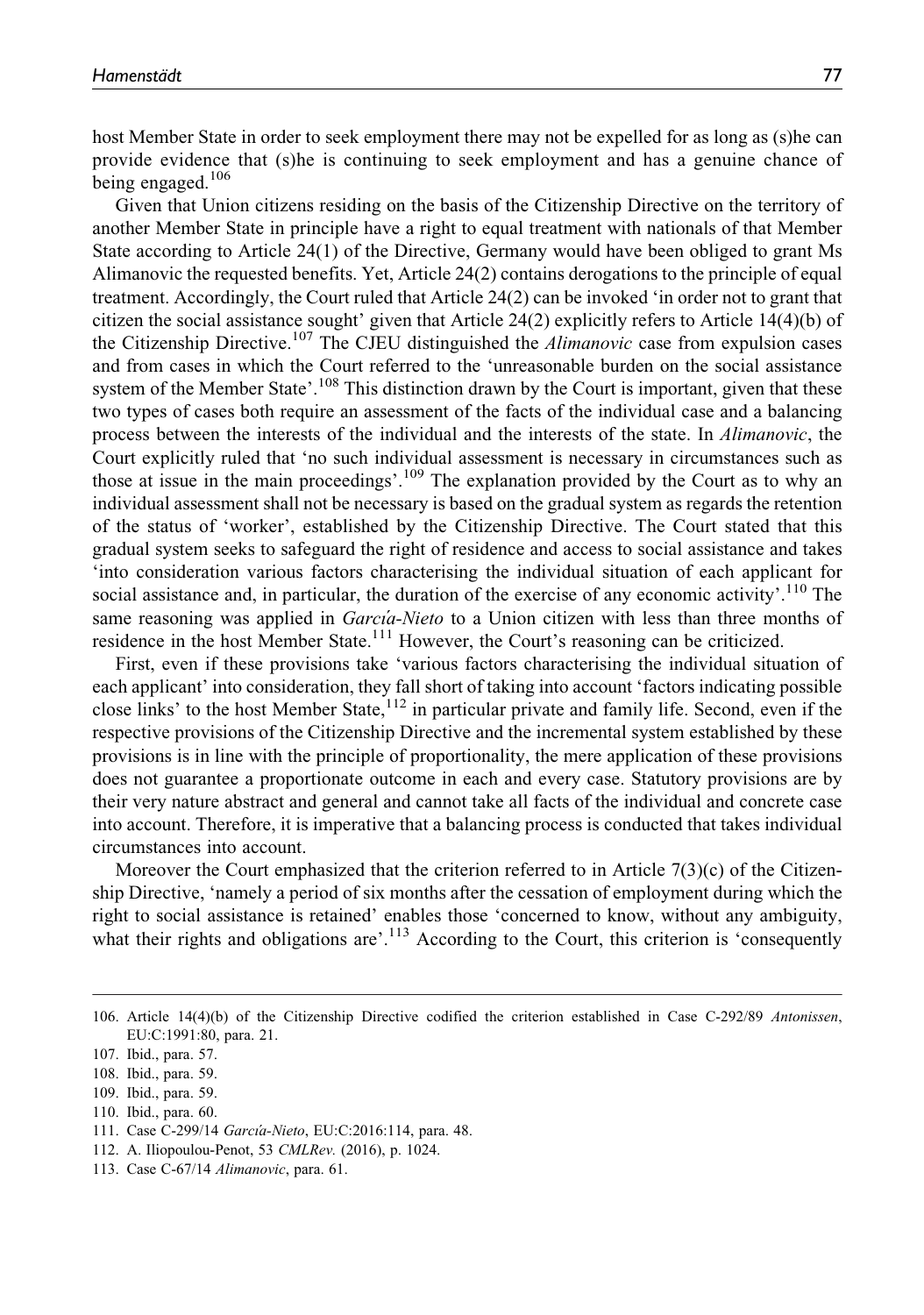host Member State in order to seek employment there may not be expelled for as long as (s)he can provide evidence that (s)he is continuing to seek employment and has a genuine chance of being engaged.[106]

Given that Union citizens residing on the basis of the Citizenship Directive on the territory of another Member State in principle have a right to equal treatment with nationals of that Member State according to Article 24(1) of the Directive, Germany would have been obliged to grant Ms Alimanovic the requested benefits. Yet, Article 24(2) contains derogations to the principle of equal treatment. Accordingly, the Court ruled that Article 24(2) can be invoked 'in order not to grant that citizen the social assistance sought' given that Article 24(2) explicitly refers to Article 14(4)(b) of the Citizenship Directive.[107] The CJEU distinguished the *Alimanovic* case from expulsion cases and from cases in which the Court referred to the 'unreasonable burden on the social assistance system of the Member State'.[108] This distinction drawn by the Court is important, given that these two types of cases both require an assessment of the facts of the individual case and a balancing process between the interests of the individual and the interests of the state. In *Alimanovic*, the Court explicitly ruled that 'no such individual assessment is necessary in circumstances such as those at issue in the main proceedings'.[109] The explanation provided by the Court as to why an individual assessment shall not be necessary is based on the gradual system as regards the retention of the status of 'worker', established by the Citizenship Directive. The Court stated that this gradual system seeks to safeguard the right of residence and access to social assistance and takes 'into consideration various factors characterising the individual situation of each applicant for social assistance and, in particular, the duration of the exercise of any economic activity'.[110] The same reasoning was applied in *García-Nieto* to a Union citizen with less than three months of residence in the host Member State.[111] However, the Court's reasoning can be criticized.

First, even if these provisions take 'various factors characterising the individual situation of each applicant' into consideration, they fall short of taking into account 'factors indicating possible close links' to the host Member State,[112] in particular private and family life. Second, even if the respective provisions of the Citizenship Directive and the incremental system established by these provisions is in line with the principle of proportionality, the mere application of these provisions does not guarantee a proportionate outcome in each and every case. Statutory provisions are by their very nature abstract and general and cannot take all facts of the individual and concrete case into account. Therefore, it is imperative that a balancing process is conducted that takes individual circumstances into account.

Moreover the Court emphasized that the criterion referred to in Article 7(3)(c) of the Citizenship Directive, 'namely a period of six months after the cessation of employment during which the right to social assistance is retained' enables those 'concerned to know, without any ambiguity, what their rights and obligations are'.[113] According to the Court, this criterion is 'consequently

---

106. Article 14(4)(b) of the Citizenship Directive codified the criterion established in Case C-292/89 *Antonissen*, EU:C:1991:80, para. 21.
107. Ibid., para. 57.
108. Ibid., para. 59.
109. Ibid., para. 59.
110. Ibid., para. 60.
111. Case C-299/14 *García-Nieto*, EU:C:2016:114, para. 48.
112. A. Iliopoulou-Penot, 53 *CMLRev.* (2016), p. 1024.
113. Case C-67/14 *Alimanovic*, para. 61.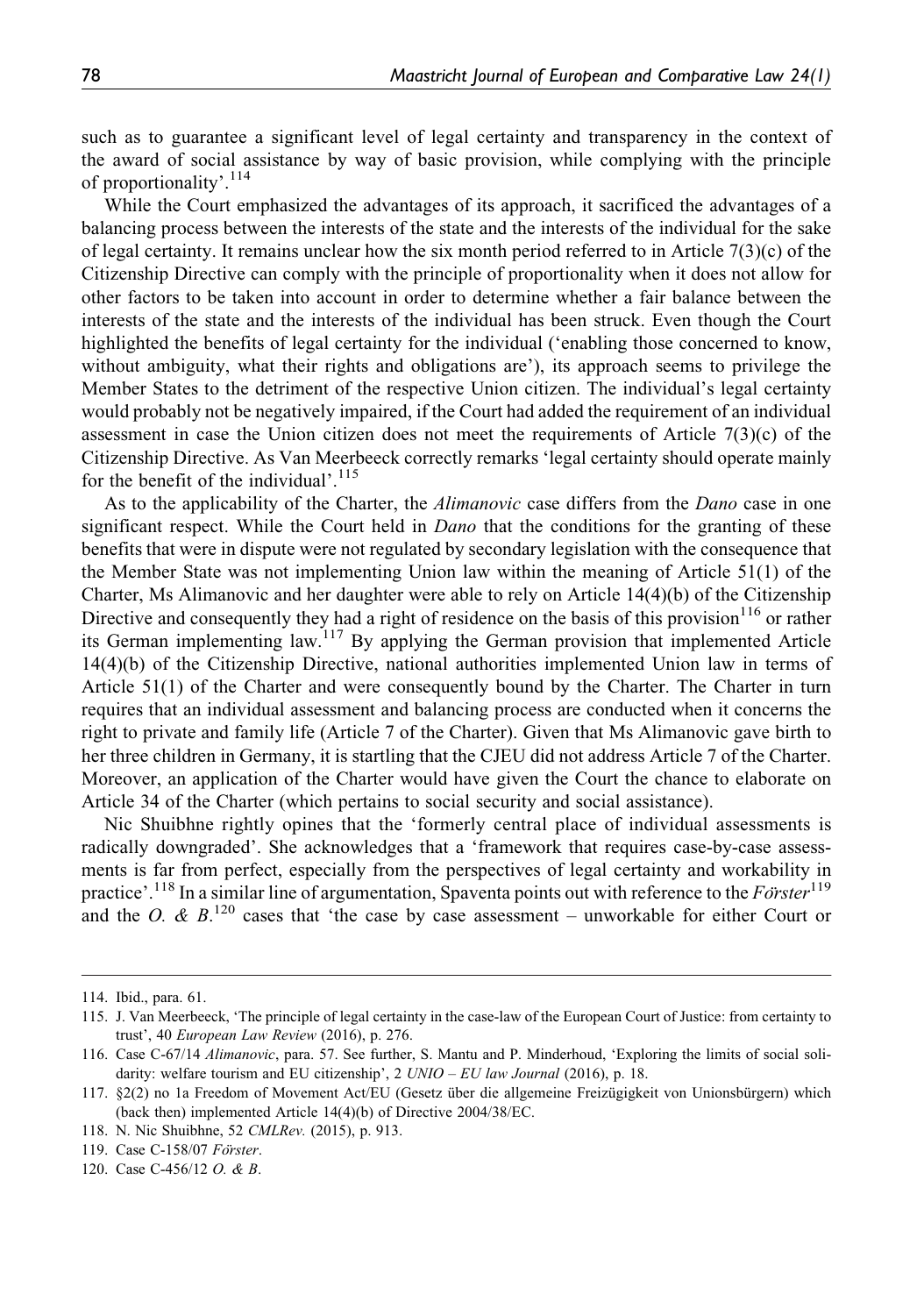such as to guarantee a significant level of legal certainty and transparency in the context of the award of social assistance by way of basic provision, while complying with the principle of proportionality'.[114]

While the Court emphasized the advantages of its approach, it sacrificed the advantages of a balancing process between the interests of the state and the interests of the individual for the sake of legal certainty. It remains unclear how the six month period referred to in Article 7(3)(c) of the Citizenship Directive can comply with the principle of proportionality when it does not allow for other factors to be taken into account in order to determine whether a fair balance between the interests of the state and the interests of the individual has been struck. Even though the Court highlighted the benefits of legal certainty for the individual ('enabling those concerned to know, without ambiguity, what their rights and obligations are'), its approach seems to privilege the Member States to the detriment of the respective Union citizen. The individual's legal certainty would probably not be negatively impaired, if the Court had added the requirement of an individual assessment in case the Union citizen does not meet the requirements of Article 7(3)(c) of the Citizenship Directive. As Van Meerbeeck correctly remarks 'legal certainty should operate mainly for the benefit of the individual'.[115]

As to the applicability of the Charter, the *Alimanovic* case differs from the *Dano* case in one significant respect. While the Court held in *Dano* that the conditions for the granting of these benefits that were in dispute were not regulated by secondary legislation with the consequence that the Member State was not implementing Union law within the meaning of Article 51(1) of the Charter, Ms Alimanovic and her daughter were able to rely on Article 14(4)(b) of the Citizenship Directive and consequently they had a right of residence on the basis of this provision[116] or rather its German implementing law.[117] By applying the German provision that implemented Article 14(4)(b) of the Citizenship Directive, national authorities implemented Union law in terms of Article 51(1) of the Charter and were consequently bound by the Charter. The Charter in turn requires that an individual assessment and balancing process are conducted when it concerns the right to private and family life (Article 7 of the Charter). Given that Ms Alimanovic gave birth to her three children in Germany, it is startling that the CJEU did not address Article 7 of the Charter. Moreover, an application of the Charter would have given the Court the chance to elaborate on Article 34 of the Charter (which pertains to social security and social assistance).

Nic Shuibhne rightly opines that the 'formerly central place of individual assessments is radically downgraded'. She acknowledges that a 'framework that requires case-by-case assessments is far from perfect, especially from the perspectives of legal certainty and workability in practice'.[118] In a similar line of argumentation, Spaventa points out with reference to the *Förster*[119] and the *O. & B.*[120] cases that 'the case by case assessment – unworkable for either Court or

---

114. Ibid., para. 61.

115. J. Van Meerbeeck, 'The principle of legal certainty in the case-law of the European Court of Justice: from certainty to trust', 40 *European Law Review* (2016), p. 276.

116. Case C-67/14 *Alimanovic*, para. 57. See further, S. Mantu and P. Minderhoud, 'Exploring the limits of social solidarity: welfare tourism and EU citizenship', 2 *UNIO – EU law Journal* (2016), p. 18.

117. §2(2) no 1a Freedom of Movement Act/EU (Gesetz über die allgemeine Freizügigkeit von Unionsbürgern) which (back then) implemented Article 14(4)(b) of Directive 2004/38/EC.

118. N. Nic Shuibhne, 52 *CMLRev.* (2015), p. 913.

119. Case C-158/07 *Förster*.

120. Case C-456/12 *O. & B*.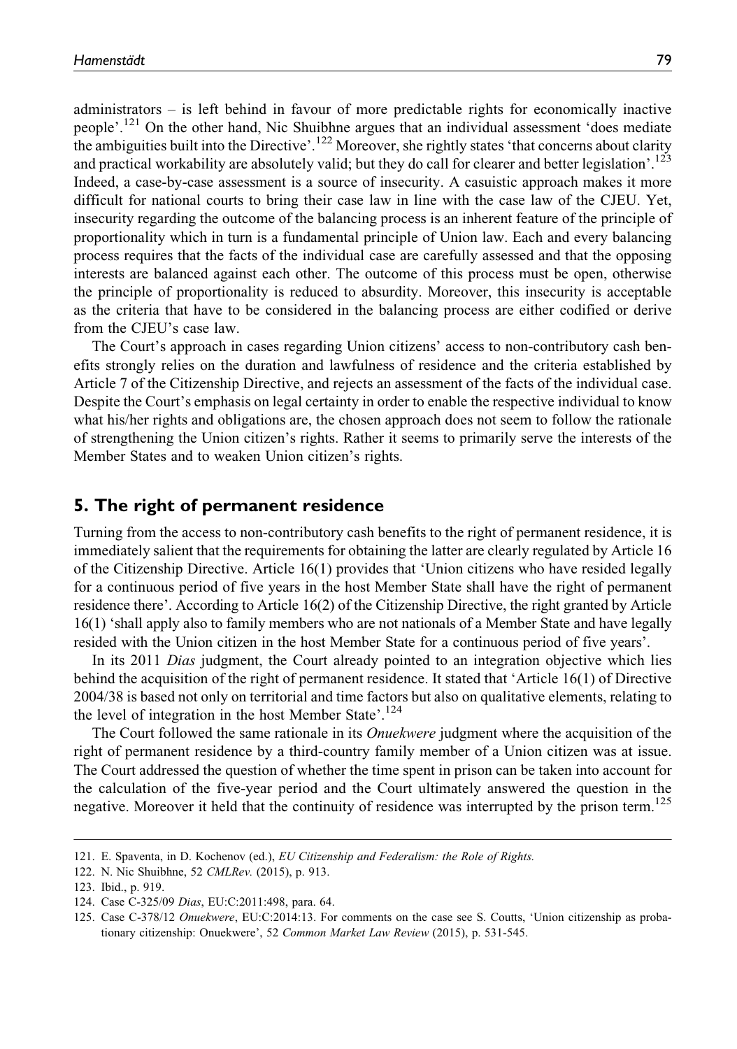administrators – is left behind in favour of more predictable rights for economically inactive people'.[121] On the other hand, Nic Shuibhne argues that an individual assessment 'does mediate the ambiguities built into the Directive'.[122] Moreover, she rightly states 'that concerns about clarity and practical workability are absolutely valid; but they do call for clearer and better legislation'.[123] Indeed, a case-by-case assessment is a source of insecurity. A casuistic approach makes it more difficult for national courts to bring their case law in line with the case law of the CJEU. Yet, insecurity regarding the outcome of the balancing process is an inherent feature of the principle of proportionality which in turn is a fundamental principle of Union law. Each and every balancing process requires that the facts of the individual case are carefully assessed and that the opposing interests are balanced against each other. The outcome of this process must be open, otherwise the principle of proportionality is reduced to absurdity. Moreover, this insecurity is acceptable as the criteria that have to be considered in the balancing process are either codified or derive from the CJEU's case law.

The Court's approach in cases regarding Union citizens' access to non-contributory cash benefits strongly relies on the duration and lawfulness of residence and the criteria established by Article 7 of the Citizenship Directive, and rejects an assessment of the facts of the individual case. Despite the Court's emphasis on legal certainty in order to enable the respective individual to know what his/her rights and obligations are, the chosen approach does not seem to follow the rationale of strengthening the Union citizen's rights. Rather it seems to primarily serve the interests of the Member States and to weaken Union citizen's rights.

## 5. The right of permanent residence

Turning from the access to non-contributory cash benefits to the right of permanent residence, it is immediately salient that the requirements for obtaining the latter are clearly regulated by Article 16 of the Citizenship Directive. Article 16(1) provides that 'Union citizens who have resided legally for a continuous period of five years in the host Member State shall have the right of permanent residence there'. According to Article 16(2) of the Citizenship Directive, the right granted by Article 16(1) 'shall apply also to family members who are not nationals of a Member State and have legally resided with the Union citizen in the host Member State for a continuous period of five years'.

In its 2011 *Dias* judgment, the Court already pointed to an integration objective which lies behind the acquisition of the right of permanent residence. It stated that 'Article 16(1) of Directive 2004/38 is based not only on territorial and time factors but also on qualitative elements, relating to the level of integration in the host Member State'.[124]

The Court followed the same rationale in its *Onuekwere* judgment where the acquisition of the right of permanent residence by a third-country family member of a Union citizen was at issue. The Court addressed the question of whether the time spent in prison can be taken into account for the calculation of the five-year period and the Court ultimately answered the question in the negative. Moreover it held that the continuity of residence was interrupted by the prison term.[125]

---

121. E. Spaventa, in D. Kochenov (ed.), *EU Citizenship and Federalism: the Role of Rights.*
122. N. Nic Shuibhne, 52 *CMLRev.* (2015), p. 913.
123. Ibid., p. 919.
124. Case C-325/09 *Dias*, EU:C:2011:498, para. 64.
125. Case C-378/12 *Onuekwere*, EU:C:2014:13. For comments on the case see S. Coutts, 'Union citizenship as probationary citizenship: Onuekwere', 52 *Common Market Law Review* (2015), p. 531-545.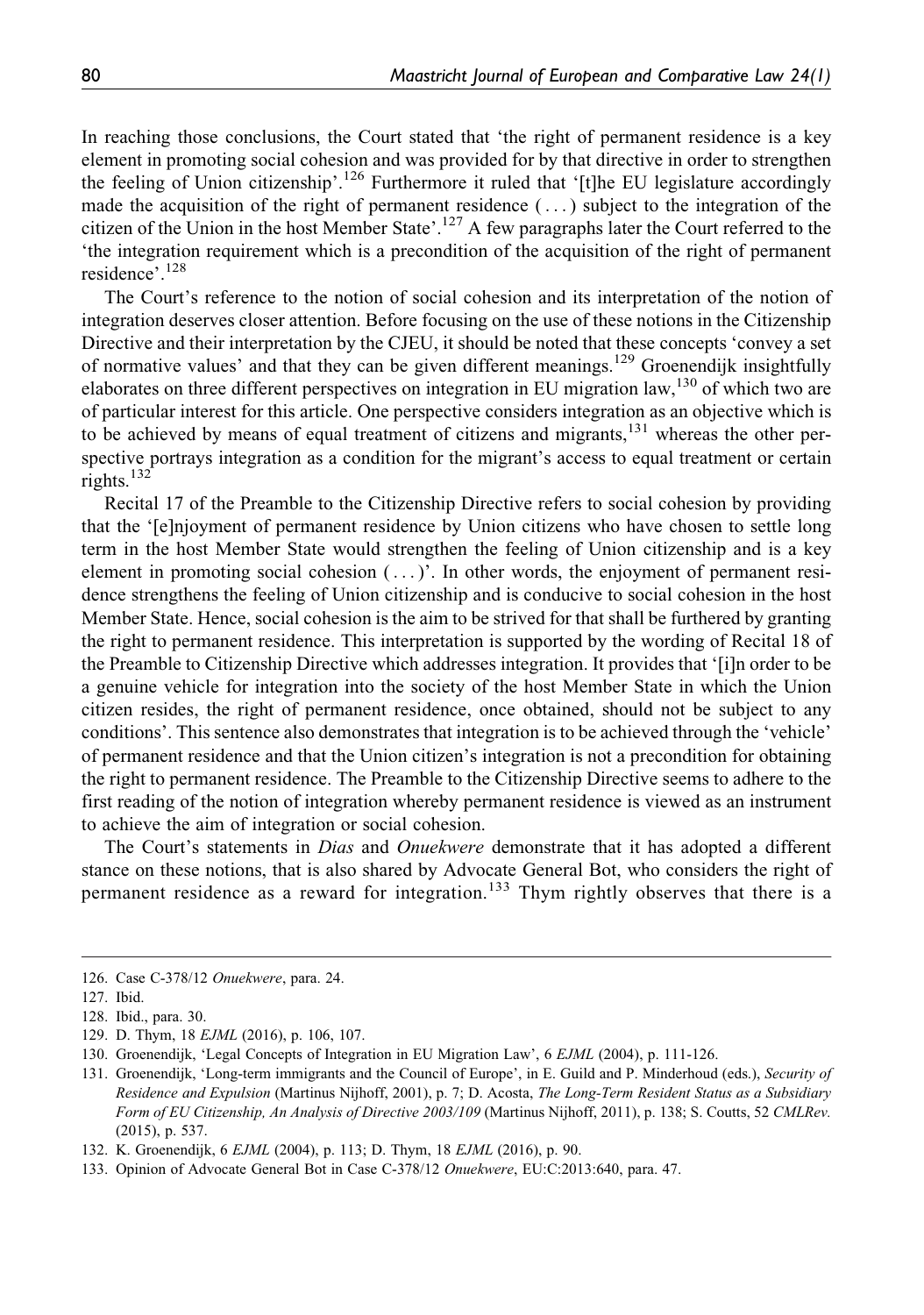In reaching those conclusions, the Court stated that 'the right of permanent residence is a key element in promoting social cohesion and was provided for by that directive in order to strengthen the feeling of Union citizenship'.[126] Furthermore it ruled that '[t]he EU legislature accordingly made the acquisition of the right of permanent residence (...) subject to the integration of the citizen of the Union in the host Member State'.[127] A few paragraphs later the Court referred to the 'the integration requirement which is a precondition of the acquisition of the right of permanent residence'.[128]

The Court's reference to the notion of social cohesion and its interpretation of the notion of integration deserves closer attention. Before focusing on the use of these notions in the Citizenship Directive and their interpretation by the CJEU, it should be noted that these concepts 'convey a set of normative values' and that they can be given different meanings.[129] Groenendijk insightfully elaborates on three different perspectives on integration in EU migration law,[130] of which two are of particular interest for this article. One perspective considers integration as an objective which is to be achieved by means of equal treatment of citizens and migrants,[131] whereas the other perspective portrays integration as a condition for the migrant's access to equal treatment or certain rights.[132]

Recital 17 of the Preamble to the Citizenship Directive refers to social cohesion by providing that the '[e]njoyment of permanent residence by Union citizens who have chosen to settle long term in the host Member State would strengthen the feeling of Union citizenship and is a key element in promoting social cohesion (...)'. In other words, the enjoyment of permanent residence strengthens the feeling of Union citizenship and is conducive to social cohesion in the host Member State. Hence, social cohesion is the aim to be strived for that shall be furthered by granting the right to permanent residence. This interpretation is supported by the wording of Recital 18 of the Preamble to Citizenship Directive which addresses integration. It provides that '[i]n order to be a genuine vehicle for integration into the society of the host Member State in which the Union citizen resides, the right of permanent residence, once obtained, should not be subject to any conditions'. This sentence also demonstrates that integration is to be achieved through the 'vehicle' of permanent residence and that the Union citizen's integration is not a precondition for obtaining the right to permanent residence. The Preamble to the Citizenship Directive seems to adhere to the first reading of the notion of integration whereby permanent residence is viewed as an instrument to achieve the aim of integration or social cohesion.

The Court's statements in *Dias* and *Onuekwere* demonstrate that it has adopted a different stance on these notions, that is also shared by Advocate General Bot, who considers the right of permanent residence as a reward for integration.[133] Thym rightly observes that there is a

---

126. Case C-378/12 *Onuekwere*, para. 24.

127. Ibid.

128. Ibid., para. 30.

129. D. Thym, 18 *EJML* (2016), p. 106, 107.

130. Groenendijk, 'Legal Concepts of Integration in EU Migration Law', 6 *EJML* (2004), p. 111-126.

131. Groenendijk, 'Long-term immigrants and the Council of Europe', in E. Guild and P. Minderhoud (eds.), *Security of Residence and Expulsion* (Martinus Nijhoff, 2001), p. 7; D. Acosta, *The Long-Term Resident Status as a Subsidiary Form of EU Citizenship, An Analysis of Directive 2003/109* (Martinus Nijhoff, 2011), p. 138; S. Coutts, 52 *CMLRev.* (2015), p. 537.

132. K. Groenendijk, 6 *EJML* (2004), p. 113; D. Thym, 18 *EJML* (2016), p. 90.

133. Opinion of Advocate General Bot in Case C-378/12 *Onuekwere*, EU:C:2013:640, para. 47.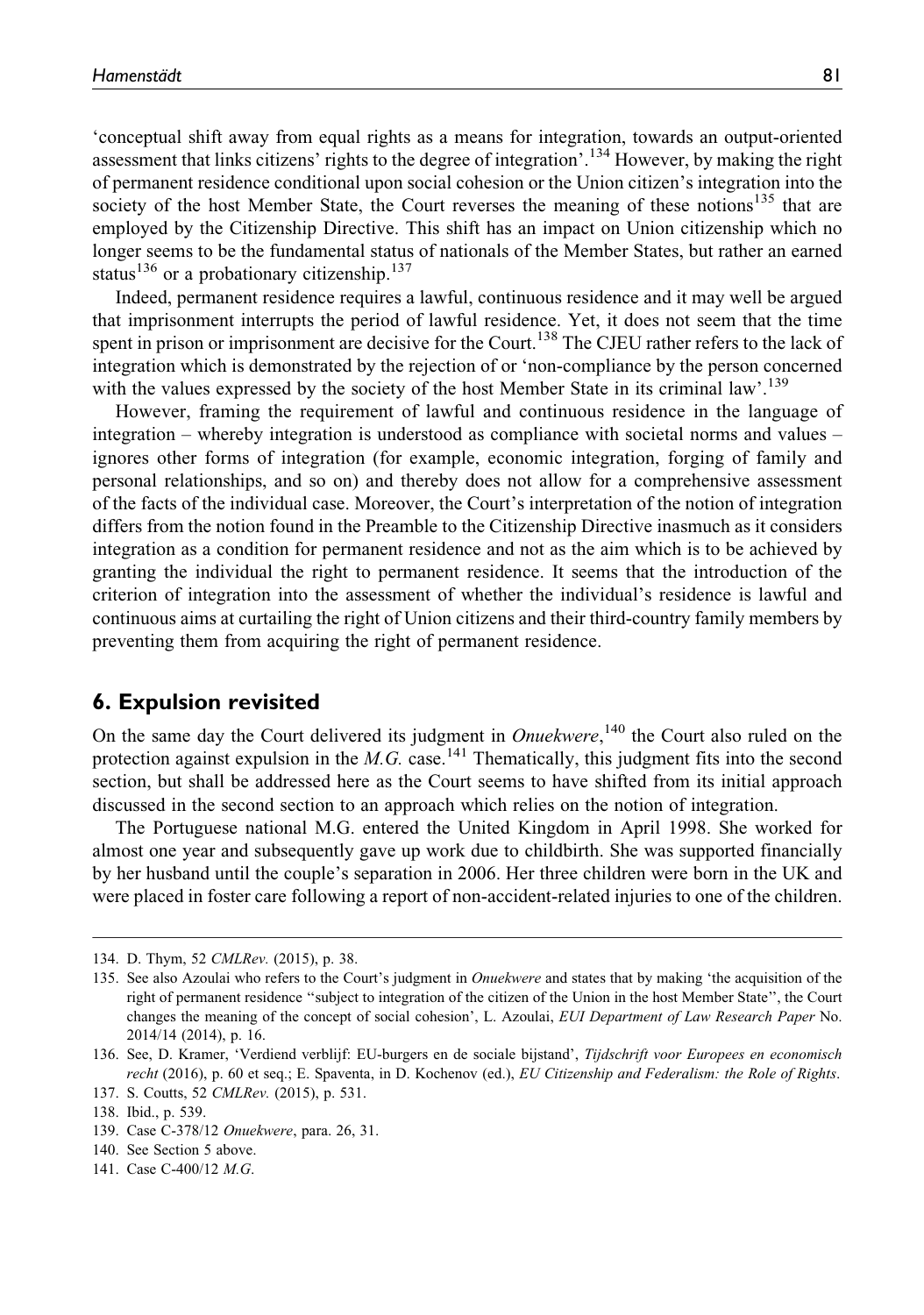'conceptual shift away from equal rights as a means for integration, towards an output-oriented assessment that links citizens' rights to the degree of integration'.[134] However, by making the right of permanent residence conditional upon social cohesion or the Union citizen's integration into the society of the host Member State, the Court reverses the meaning of these notions[135] that are employed by the Citizenship Directive. This shift has an impact on Union citizenship which no longer seems to be the fundamental status of nationals of the Member States, but rather an earned status[136] or a probationary citizenship.[137]

Indeed, permanent residence requires a lawful, continuous residence and it may well be argued that imprisonment interrupts the period of lawful residence. Yet, it does not seem that the time spent in prison or imprisonment are decisive for the Court.[138] The CJEU rather refers to the lack of integration which is demonstrated by the rejection of or 'non-compliance by the person concerned with the values expressed by the society of the host Member State in its criminal law'.[139]

However, framing the requirement of lawful and continuous residence in the language of integration – whereby integration is understood as compliance with societal norms and values – ignores other forms of integration (for example, economic integration, forging of family and personal relationships, and so on) and thereby does not allow for a comprehensive assessment of the facts of the individual case. Moreover, the Court's interpretation of the notion of integration differs from the notion found in the Preamble to the Citizenship Directive inasmuch as it considers integration as a condition for permanent residence and not as the aim which is to be achieved by granting the individual the right to permanent residence. It seems that the introduction of the criterion of integration into the assessment of whether the individual's residence is lawful and continuous aims at curtailing the right of Union citizens and their third-country family members by preventing them from acquiring the right of permanent residence.

## 6. Expulsion revisited

On the same day the Court delivered its judgment in *Onuekwere*,[140] the Court also ruled on the protection against expulsion in the *M.G.* case.[141] Thematically, this judgment fits into the second section, but shall be addressed here as the Court seems to have shifted from its initial approach discussed in the second section to an approach which relies on the notion of integration.

The Portuguese national M.G. entered the United Kingdom in April 1998. She worked for almost one year and subsequently gave up work due to childbirth. She was supported financially by her husband until the couple's separation in 2006. Her three children were born in the UK and were placed in foster care following a report of non-accident-related injuries to one of the children.

---

134. D. Thym, 52 *CMLRev.* (2015), p. 38.

135. See also Azoulai who refers to the Court's judgment in *Onuekwere* and states that by making 'the acquisition of the right of permanent residence "subject to integration of the citizen of the Union in the host Member State"', the Court changes the meaning of the concept of social cohesion', L. Azoulai, *EUI Department of Law Research Paper* No. 2014/14 (2014), p. 16.

136. See, D. Kramer, 'Verdiend verblijf: EU-burgers en de sociale bijstand', *Tijdschrift voor Europees en economisch recht* (2016), p. 60 et seq.; E. Spaventa, in D. Kochenov (ed.), *EU Citizenship and Federalism: the Role of Rights*.

137. S. Coutts, 52 *CMLRev.* (2015), p. 531.

138. Ibid., p. 539.

139. Case C-378/12 *Onuekwere*, para. 26, 31.

140. See Section 5 above.

141. Case C-400/12 *M.G.*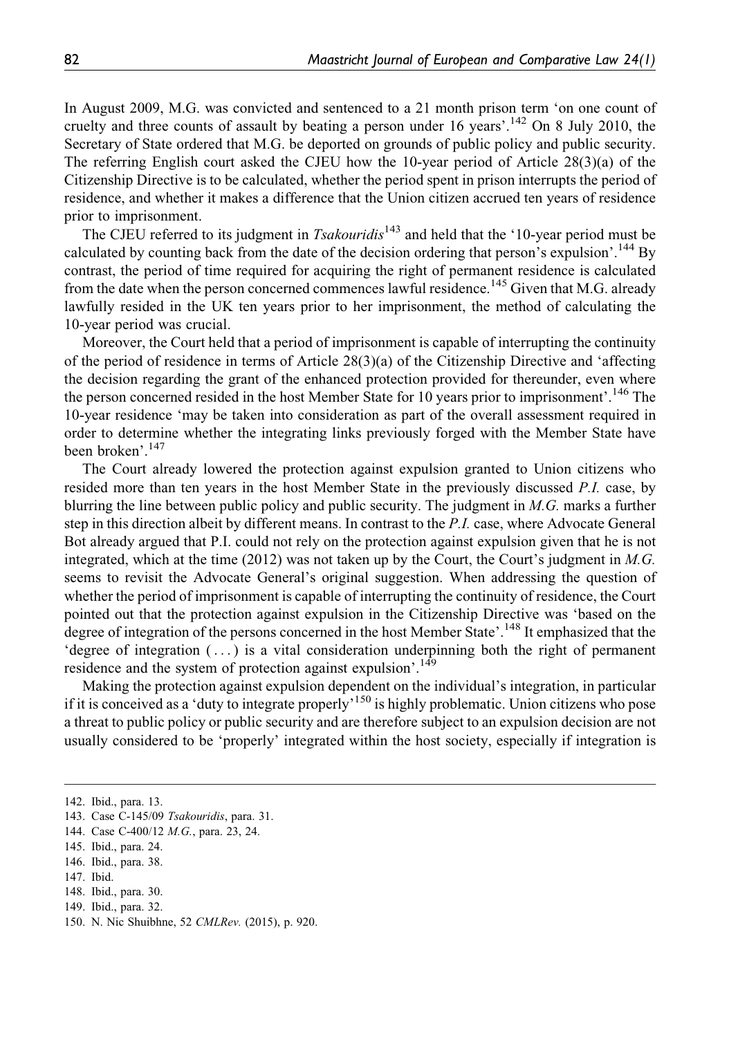In August 2009, M.G. was convicted and sentenced to a 21 month prison term 'on one count of cruelty and three counts of assault by beating a person under 16 years'.[142] On 8 July 2010, the Secretary of State ordered that M.G. be deported on grounds of public policy and public security. The referring English court asked the CJEU how the 10-year period of Article 28(3)(a) of the Citizenship Directive is to be calculated, whether the period spent in prison interrupts the period of residence, and whether it makes a difference that the Union citizen accrued ten years of residence prior to imprisonment.

The CJEU referred to its judgment in *Tsakouridis*[143] and held that the '10-year period must be calculated by counting back from the date of the decision ordering that person's expulsion'.[144] By contrast, the period of time required for acquiring the right of permanent residence is calculated from the date when the person concerned commences lawful residence.[145] Given that M.G. already lawfully resided in the UK ten years prior to her imprisonment, the method of calculating the 10-year period was crucial.

Moreover, the Court held that a period of imprisonment is capable of interrupting the continuity of the period of residence in terms of Article 28(3)(a) of the Citizenship Directive and 'affecting the decision regarding the grant of the enhanced protection provided for thereunder, even where the person concerned resided in the host Member State for 10 years prior to imprisonment'.[146] The 10-year residence 'may be taken into consideration as part of the overall assessment required in order to determine whether the integrating links previously forged with the Member State have been broken'.[147]

The Court already lowered the protection against expulsion granted to Union citizens who resided more than ten years in the host Member State in the previously discussed *P.I.* case, by blurring the line between public policy and public security. The judgment in *M.G.* marks a further step in this direction albeit by different means. In contrast to the *P.I.* case, where Advocate General Bot already argued that P.I. could not rely on the protection against expulsion given that he is not integrated, which at the time (2012) was not taken up by the Court, the Court's judgment in *M.G.* seems to revisit the Advocate General's original suggestion. When addressing the question of whether the period of imprisonment is capable of interrupting the continuity of residence, the Court pointed out that the protection against expulsion in the Citizenship Directive was 'based on the degree of integration of the persons concerned in the host Member State'.[148] It emphasized that the 'degree of integration (. . .) is a vital consideration underpinning both the right of permanent residence and the system of protection against expulsion'.[149]

Making the protection against expulsion dependent on the individual's integration, in particular if it is conceived as a 'duty to integrate properly'[150] is highly problematic. Union citizens who pose a threat to public policy or public security and are therefore subject to an expulsion decision are not usually considered to be 'properly' integrated within the host society, especially if integration is

142. Ibid., para. 13.
143. Case C-145/09 *Tsakouridis*, para. 31.
144. Case C-400/12 *M.G.*, para. 23, 24.
145. Ibid., para. 24.
146. Ibid., para. 38.
147. Ibid.
148. Ibid., para. 30.
149. Ibid., para. 32.
150. N. Nic Shuibhne, 52 *CMLRev.* (2015), p. 920.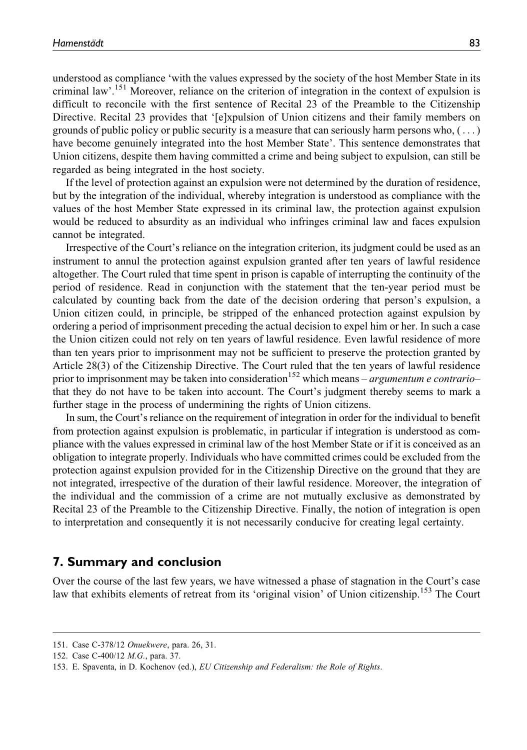understood as compliance 'with the values expressed by the society of the host Member State in its criminal law'.[151] Moreover, reliance on the criterion of integration in the context of expulsion is difficult to reconcile with the first sentence of Recital 23 of the Preamble to the Citizenship Directive. Recital 23 provides that '[e]xpulsion of Union citizens and their family members on grounds of public policy or public security is a measure that can seriously harm persons who, ( . . . ) have become genuinely integrated into the host Member State'. This sentence demonstrates that Union citizens, despite them having committed a crime and being subject to expulsion, can still be regarded as being integrated in the host society.

If the level of protection against an expulsion were not determined by the duration of residence, but by the integration of the individual, whereby integration is understood as compliance with the values of the host Member State expressed in its criminal law, the protection against expulsion would be reduced to absurdity as an individual who infringes criminal law and faces expulsion cannot be integrated.

Irrespective of the Court's reliance on the integration criterion, its judgment could be used as an instrument to annul the protection against expulsion granted after ten years of lawful residence altogether. The Court ruled that time spent in prison is capable of interrupting the continuity of the period of residence. Read in conjunction with the statement that the ten-year period must be calculated by counting back from the date of the decision ordering that person's expulsion, a Union citizen could, in principle, be stripped of the enhanced protection against expulsion by ordering a period of imprisonment preceding the actual decision to expel him or her. In such a case the Union citizen could not rely on ten years of lawful residence. Even lawful residence of more than ten years prior to imprisonment may not be sufficient to preserve the protection granted by Article 28(3) of the Citizenship Directive. The Court ruled that the ten years of lawful residence prior to imprisonment may be taken into consideration[152] which means – *argumentum e contrario*– that they do not have to be taken into account. The Court's judgment thereby seems to mark a further stage in the process of undermining the rights of Union citizens.

In sum, the Court's reliance on the requirement of integration in order for the individual to benefit from protection against expulsion is problematic, in particular if integration is understood as compliance with the values expressed in criminal law of the host Member State or if it is conceived as an obligation to integrate properly. Individuals who have committed crimes could be excluded from the protection against expulsion provided for in the Citizenship Directive on the ground that they are not integrated, irrespective of the duration of their lawful residence. Moreover, the integration of the individual and the commission of a crime are not mutually exclusive as demonstrated by Recital 23 of the Preamble to the Citizenship Directive. Finally, the notion of integration is open to interpretation and consequently it is not necessarily conducive for creating legal certainty.

## 7. Summary and conclusion

Over the course of the last few years, we have witnessed a phase of stagnation in the Court's case law that exhibits elements of retreat from its 'original vision' of Union citizenship.[153] The Court

---

151. Case C-378/12 *Onuekwere*, para. 26, 31.
152. Case C-400/12 *M.G.*, para. 37.
153. E. Spaventa, in D. Kochenov (ed.), *EU Citizenship and Federalism: the Role of Rights*.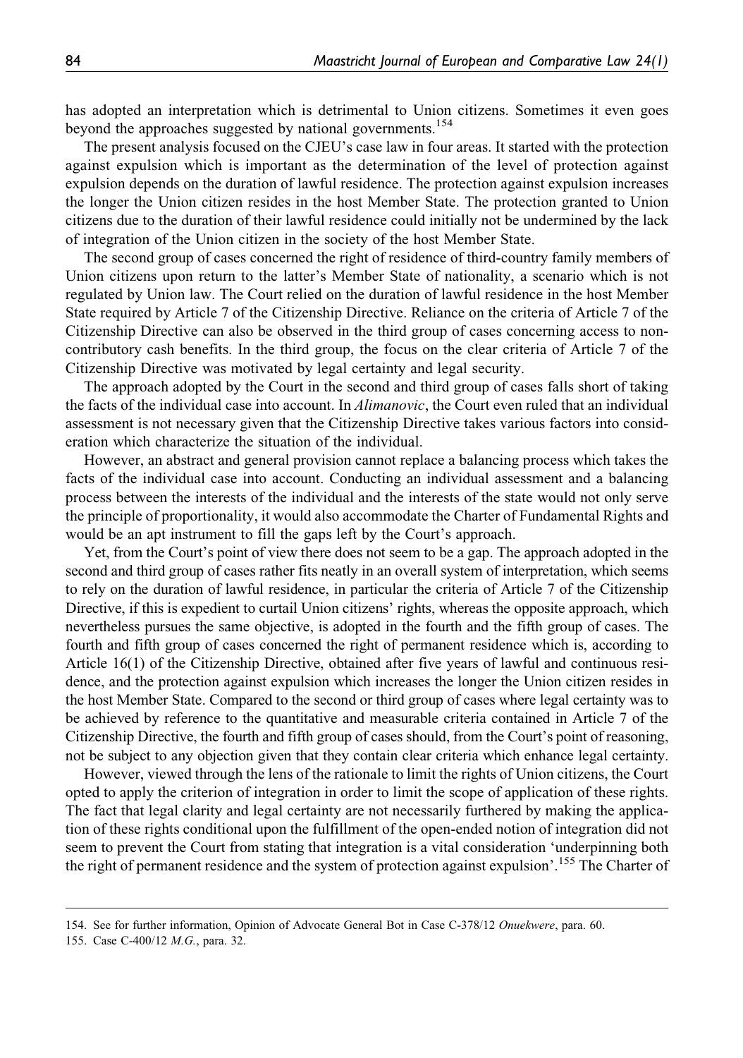has adopted an interpretation which is detrimental to Union citizens. Sometimes it even goes beyond the approaches suggested by national governments.[154]

The present analysis focused on the CJEU's case law in four areas. It started with the protection against expulsion which is important as the determination of the level of protection against expulsion depends on the duration of lawful residence. The protection against expulsion increases the longer the Union citizen resides in the host Member State. The protection granted to Union citizens due to the duration of their lawful residence could initially not be undermined by the lack of integration of the Union citizen in the society of the host Member State.

The second group of cases concerned the right of residence of third-country family members of Union citizens upon return to the latter's Member State of nationality, a scenario which is not regulated by Union law. The Court relied on the duration of lawful residence in the host Member State required by Article 7 of the Citizenship Directive. Reliance on the criteria of Article 7 of the Citizenship Directive can also be observed in the third group of cases concerning access to non-contributory cash benefits. In the third group, the focus on the clear criteria of Article 7 of the Citizenship Directive was motivated by legal certainty and legal security.

The approach adopted by the Court in the second and third group of cases falls short of taking the facts of the individual case into account. In *Alimanovic*, the Court even ruled that an individual assessment is not necessary given that the Citizenship Directive takes various factors into consideration which characterize the situation of the individual.

However, an abstract and general provision cannot replace a balancing process which takes the facts of the individual case into account. Conducting an individual assessment and a balancing process between the interests of the individual and the interests of the state would not only serve the principle of proportionality, it would also accommodate the Charter of Fundamental Rights and would be an apt instrument to fill the gaps left by the Court's approach.

Yet, from the Court's point of view there does not seem to be a gap. The approach adopted in the second and third group of cases rather fits neatly in an overall system of interpretation, which seems to rely on the duration of lawful residence, in particular the criteria of Article 7 of the Citizenship Directive, if this is expedient to curtail Union citizens' rights, whereas the opposite approach, which nevertheless pursues the same objective, is adopted in the fourth and the fifth group of cases. The fourth and fifth group of cases concerned the right of permanent residence which is, according to Article 16(1) of the Citizenship Directive, obtained after five years of lawful and continuous residence, and the protection against expulsion which increases the longer the Union citizen resides in the host Member State. Compared to the second or third group of cases where legal certainty was to be achieved by reference to the quantitative and measurable criteria contained in Article 7 of the Citizenship Directive, the fourth and fifth group of cases should, from the Court's point of reasoning, not be subject to any objection given that they contain clear criteria which enhance legal certainty.

However, viewed through the lens of the rationale to limit the rights of Union citizens, the Court opted to apply the criterion of integration in order to limit the scope of application of these rights. The fact that legal clarity and legal certainty are not necessarily furthered by making the application of these rights conditional upon the fulfillment of the open-ended notion of integration did not seem to prevent the Court from stating that integration is a vital consideration 'underpinning both the right of permanent residence and the system of protection against expulsion'.[155] The Charter of

154. See for further information, Opinion of Advocate General Bot in Case C-378/12 *Onuekwere*, para. 60.

155. Case C-400/12 *M.G.*, para. 32.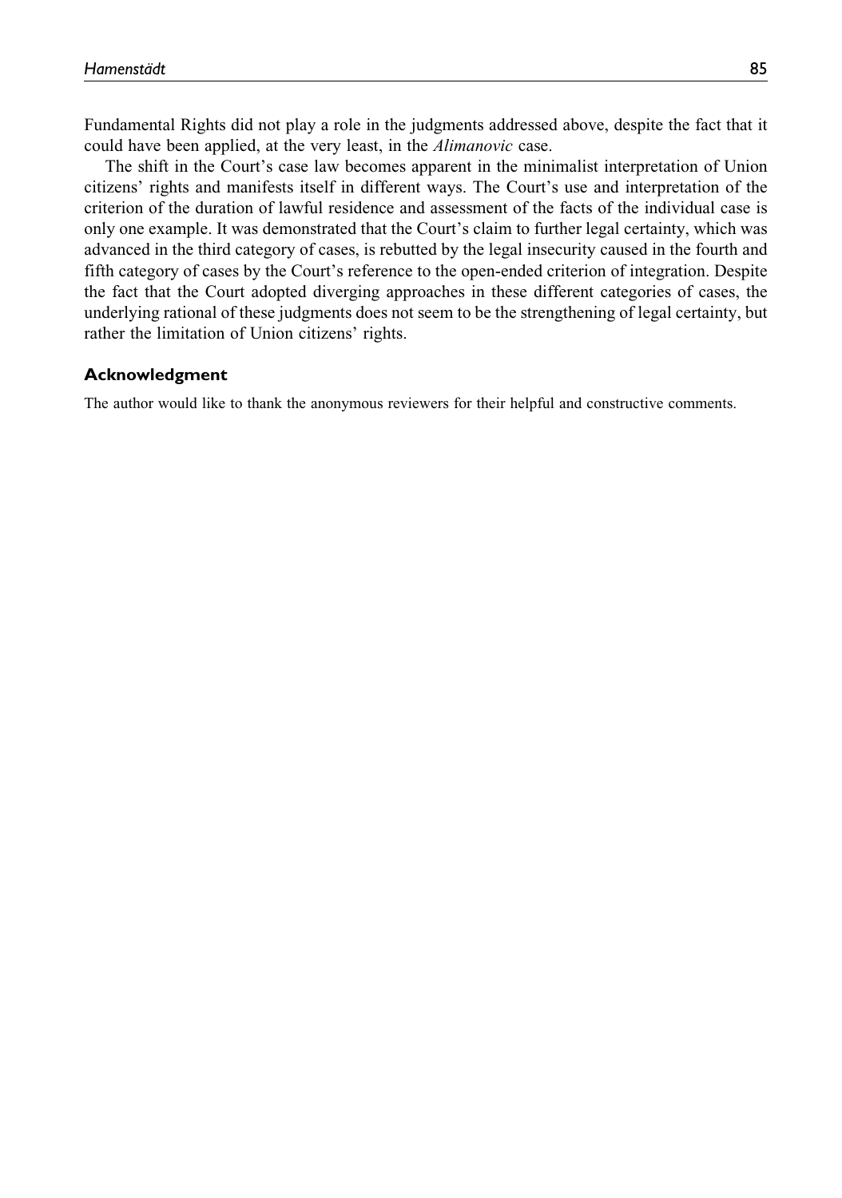Fundamental Rights did not play a role in the judgments addressed above, despite the fact that it could have been applied, at the very least, in the *Alimanovic* case.

The shift in the Court's case law becomes apparent in the minimalist interpretation of Union citizens' rights and manifests itself in different ways. The Court's use and interpretation of the criterion of the duration of lawful residence and assessment of the facts of the individual case is only one example. It was demonstrated that the Court's claim to further legal certainty, which was advanced in the third category of cases, is rebutted by the legal insecurity caused in the fourth and fifth category of cases by the Court's reference to the open-ended criterion of integration. Despite the fact that the Court adopted diverging approaches in these different categories of cases, the underlying rational of these judgments does not seem to be the strengthening of legal certainty, but rather the limitation of Union citizens' rights.

## Acknowledgment

The author would like to thank the anonymous reviewers for their helpful and constructive comments.